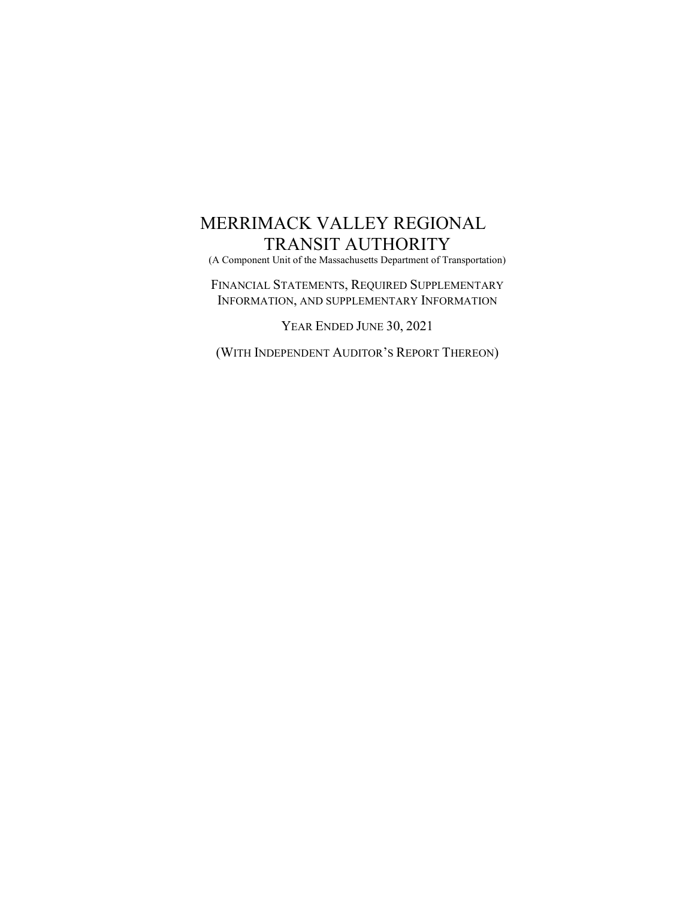# MERRIMACK VALLEY REGIONAL TRANSIT AUTHORITY

(A Component Unit of the Massachusetts Department of Transportation)

FINANCIAL STATEMENTS, REQUIRED SUPPLEMENTARY INFORMATION, AND SUPPLEMENTARY INFORMATION

YEAR ENDED JUNE 30, 2021

(WITH INDEPENDENT AUDITOR'S REPORT THEREON)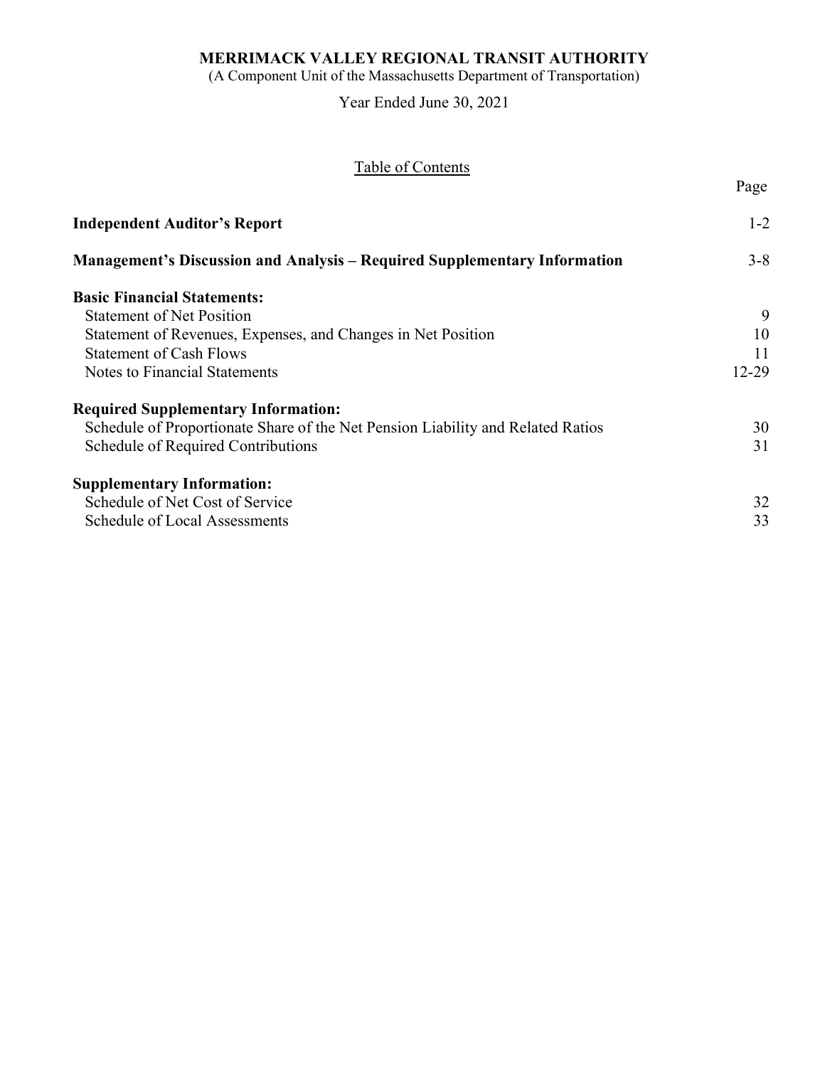# MERRIMACK VALLEY REGIONAL TRANSIT AUTHORITY

(A Component Unit of the Massachusetts Department of Transportation)

Year Ended June 30, 2021

## Table of Contents

| | Page |
|---|---|
| **Independent Auditor's Report** | 1-2 |
| **Management's Discussion and Analysis – Required Supplementary Information** | 3-8 |
| **Basic Financial Statements:** | |
| Statement of Net Position | 9 |
| Statement of Revenues, Expenses, and Changes in Net Position | 10 |
| Statement of Cash Flows | 11 |
| Notes to Financial Statements | 12-29 |
| **Required Supplementary Information:** | |
| Schedule of Proportionate Share of the Net Pension Liability and Related Ratios | 30 |
| Schedule of Required Contributions | 31 |
| **Supplementary Information:** | |
| Schedule of Net Cost of Service | 32 |
| Schedule of Local Assessments | 33 |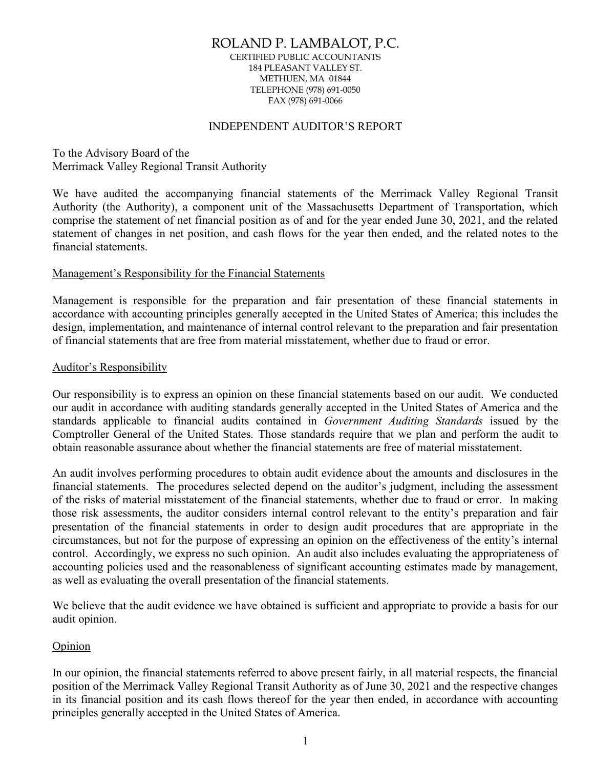# ROLAND P. LAMBALOT, P.C.

CERTIFIED PUBLIC ACCOUNTANTS
184 PLEASANT VALLEY ST.
METHUEN, MA 01844
TELEPHONE (978) 691-0050
FAX (978) 691-0066

## INDEPENDENT AUDITOR'S REPORT

To the Advisory Board of the
Merrimack Valley Regional Transit Authority

We have audited the accompanying financial statements of the Merrimack Valley Regional Transit Authority (the Authority), a component unit of the Massachusetts Department of Transportation, which comprise the statement of net financial position as of and for the year ended June 30, 2021, and the related statement of changes in net position, and cash flows for the year then ended, and the related notes to the financial statements.

### Management's Responsibility for the Financial Statements

Management is responsible for the preparation and fair presentation of these financial statements in accordance with accounting principles generally accepted in the United States of America; this includes the design, implementation, and maintenance of internal control relevant to the preparation and fair presentation of financial statements that are free from material misstatement, whether due to fraud or error.

### Auditor's Responsibility

Our responsibility is to express an opinion on these financial statements based on our audit. We conducted our audit in accordance with auditing standards generally accepted in the United States of America and the standards applicable to financial audits contained in *Government Auditing Standards* issued by the Comptroller General of the United States. Those standards require that we plan and perform the audit to obtain reasonable assurance about whether the financial statements are free of material misstatement.

An audit involves performing procedures to obtain audit evidence about the amounts and disclosures in the financial statements. The procedures selected depend on the auditor's judgment, including the assessment of the risks of material misstatement of the financial statements, whether due to fraud or error. In making those risk assessments, the auditor considers internal control relevant to the entity's preparation and fair presentation of the financial statements in order to design audit procedures that are appropriate in the circumstances, but not for the purpose of expressing an opinion on the effectiveness of the entity's internal control. Accordingly, we express no such opinion. An audit also includes evaluating the appropriateness of accounting policies used and the reasonableness of significant accounting estimates made by management, as well as evaluating the overall presentation of the financial statements.

We believe that the audit evidence we have obtained is sufficient and appropriate to provide a basis for our audit opinion.

### Opinion

In our opinion, the financial statements referred to above present fairly, in all material respects, the financial position of the Merrimack Valley Regional Transit Authority as of June 30, 2021 and the respective changes in its financial position and its cash flows thereof for the year then ended, in accordance with accounting principles generally accepted in the United States of America.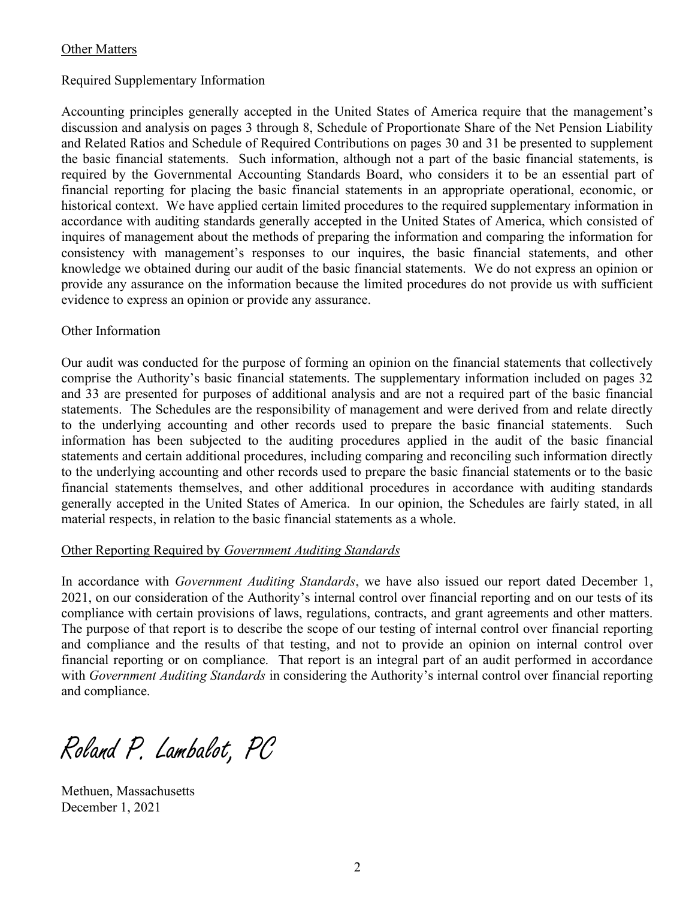Other Matters

Required Supplementary Information

Accounting principles generally accepted in the United States of America require that the management's discussion and analysis on pages 3 through 8, Schedule of Proportionate Share of the Net Pension Liability and Related Ratios and Schedule of Required Contributions on pages 30 and 31 be presented to supplement the basic financial statements. Such information, although not a part of the basic financial statements, is required by the Governmental Accounting Standards Board, who considers it to be an essential part of financial reporting for placing the basic financial statements in an appropriate operational, economic, or historical context. We have applied certain limited procedures to the required supplementary information in accordance with auditing standards generally accepted in the United States of America, which consisted of inquires of management about the methods of preparing the information and comparing the information for consistency with management's responses to our inquires, the basic financial statements, and other knowledge we obtained during our audit of the basic financial statements. We do not express an opinion or provide any assurance on the information because the limited procedures do not provide us with sufficient evidence to express an opinion or provide any assurance.

Other Information

Our audit was conducted for the purpose of forming an opinion on the financial statements that collectively comprise the Authority's basic financial statements. The supplementary information included on pages 32 and 33 are presented for purposes of additional analysis and are not a required part of the basic financial statements. The Schedules are the responsibility of management and were derived from and relate directly to the underlying accounting and other records used to prepare the basic financial statements. Such information has been subjected to the auditing procedures applied in the audit of the basic financial statements and certain additional procedures, including comparing and reconciling such information directly to the underlying accounting and other records used to prepare the basic financial statements or to the basic financial statements themselves, and other additional procedures in accordance with auditing standards generally accepted in the United States of America. In our opinion, the Schedules are fairly stated, in all material respects, in relation to the basic financial statements as a whole.

Other Reporting Required by *Government Auditing Standards*

In accordance with *Government Auditing Standards*, we have also issued our report dated December 1, 2021, on our consideration of the Authority's internal control over financial reporting and on our tests of its compliance with certain provisions of laws, regulations, contracts, and grant agreements and other matters. The purpose of that report is to describe the scope of our testing of internal control over financial reporting and compliance and the results of that testing, and not to provide an opinion on internal control over financial reporting or on compliance. That report is an integral part of an audit performed in accordance with *Government Auditing Standards* in considering the Authority's internal control over financial reporting and compliance.

*Roland P. Lambalot, PC*

Methuen, Massachusetts
December 1, 2021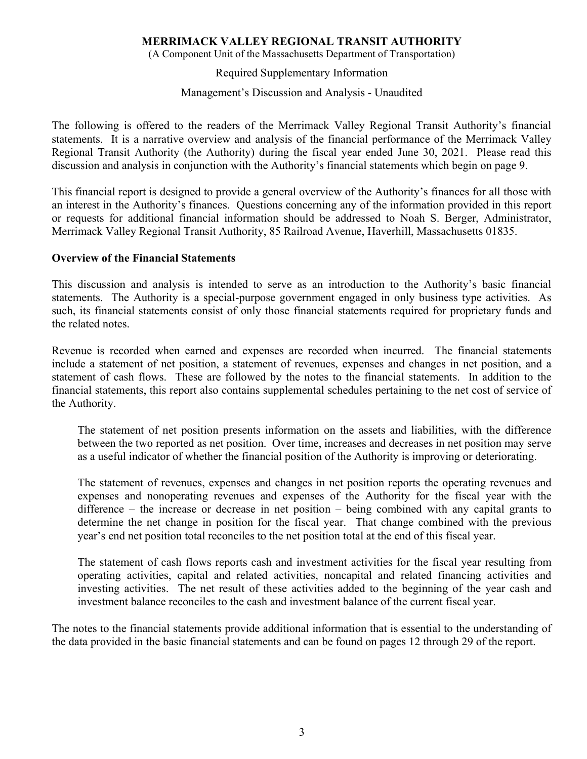**MERRIMACK VALLEY REGIONAL TRANSIT AUTHORITY**

(A Component Unit of the Massachusetts Department of Transportation)

Required Supplementary Information

Management's Discussion and Analysis - Unaudited

The following is offered to the readers of the Merrimack Valley Regional Transit Authority's financial statements. It is a narrative overview and analysis of the financial performance of the Merrimack Valley Regional Transit Authority (the Authority) during the fiscal year ended June 30, 2021. Please read this discussion and analysis in conjunction with the Authority's financial statements which begin on page 9.

This financial report is designed to provide a general overview of the Authority's finances for all those with an interest in the Authority's finances. Questions concerning any of the information provided in this report or requests for additional financial information should be addressed to Noah S. Berger, Administrator, Merrimack Valley Regional Transit Authority, 85 Railroad Avenue, Haverhill, Massachusetts 01835.

**Overview of the Financial Statements**

This discussion and analysis is intended to serve as an introduction to the Authority's basic financial statements. The Authority is a special-purpose government engaged in only business type activities. As such, its financial statements consist of only those financial statements required for proprietary funds and the related notes.

Revenue is recorded when earned and expenses are recorded when incurred. The financial statements include a statement of net position, a statement of revenues, expenses and changes in net position, and a statement of cash flows. These are followed by the notes to the financial statements. In addition to the financial statements, this report also contains supplemental schedules pertaining to the net cost of service of the Authority.

The statement of net position presents information on the assets and liabilities, with the difference between the two reported as net position. Over time, increases and decreases in net position may serve as a useful indicator of whether the financial position of the Authority is improving or deteriorating.

The statement of revenues, expenses and changes in net position reports the operating revenues and expenses and nonoperating revenues and expenses of the Authority for the fiscal year with the difference – the increase or decrease in net position – being combined with any capital grants to determine the net change in position for the fiscal year. That change combined with the previous year's end net position total reconciles to the net position total at the end of this fiscal year.

The statement of cash flows reports cash and investment activities for the fiscal year resulting from operating activities, capital and related activities, noncapital and related financing activities and investing activities. The net result of these activities added to the beginning of the year cash and investment balance reconciles to the cash and investment balance of the current fiscal year.

The notes to the financial statements provide additional information that is essential to the understanding of the data provided in the basic financial statements and can be found on pages 12 through 29 of the report.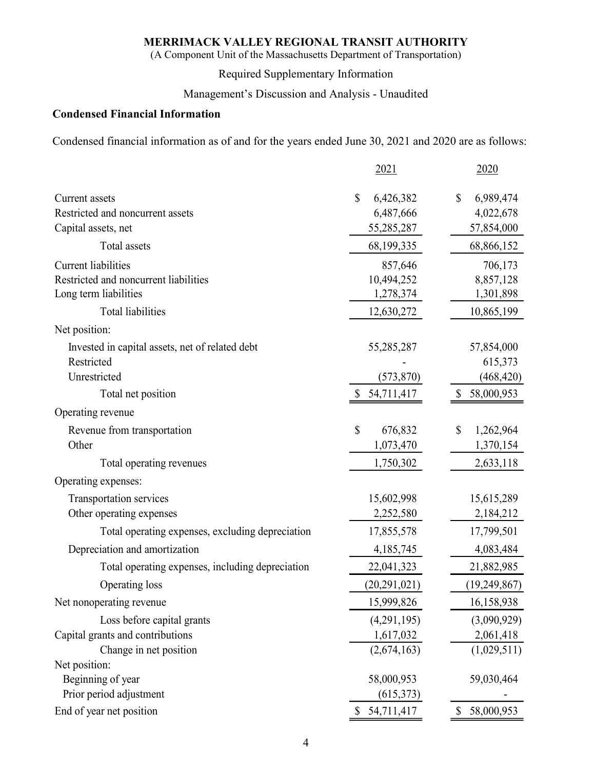MERRIMACK VALLEY REGIONAL TRANSIT AUTHORITY
(A Component Unit of the Massachusetts Department of Transportation)

Required Supplementary Information

Management's Discussion and Analysis - Unaudited

**Condensed Financial Information**

Condensed financial information as of and for the years ended June 30, 2021 and 2020 are as follows:

| | 2021 | 2020 |
|---|---|---|
| Current assets | $ 6,426,382 | $ 6,989,474 |
| Restricted and noncurrent assets | 6,487,666 | 4,022,678 |
| Capital assets, net | 55,285,287 | 57,854,000 |
| Total assets | 68,199,335 | 68,866,152 |
| Current liabilities | 857,646 | 706,173 |
| Restricted and noncurrent liabilities | 10,494,252 | 8,857,128 |
| Long term liabilities | 1,278,374 | 1,301,898 |
| Total liabilities | 12,630,272 | 10,865,199 |
| Net position: | | |
| Invested in capital assets, net of related debt | 55,285,287 | 57,854,000 |
| Restricted | - | 615,373 |
| Unrestricted | (573,870) | (468,420) |
| Total net position | $ 54,711,417 | $ 58,000,953 |
| Operating revenue | | |
| Revenue from transportation | $ 676,832 | $ 1,262,964 |
| Other | 1,073,470 | 1,370,154 |
| Total operating revenues | 1,750,302 | 2,633,118 |
| Operating expenses: | | |
| Transportation services | 15,602,998 | 15,615,289 |
| Other operating expenses | 2,252,580 | 2,184,212 |
| Total operating expenses, excluding depreciation | 17,855,578 | 17,799,501 |
| Depreciation and amortization | 4,185,745 | 4,083,484 |
| Total operating expenses, including depreciation | 22,041,323 | 21,882,985 |
| Operating loss | (20,291,021) | (19,249,867) |
| Net nonoperating revenue | 15,999,826 | 16,158,938 |
| Loss before capital grants | (4,291,195) | (3,090,929) |
| Capital grants and contributions | 1,617,032 | 2,061,418 |
| Change in net position | (2,674,163) | (1,029,511) |
| Net position: | | |
| Beginning of year | 58,000,953 | 59,030,464 |
| Prior period adjustment | (615,373) | - |
| End of year net position | $ 54,711,417 | $ 58,000,953 |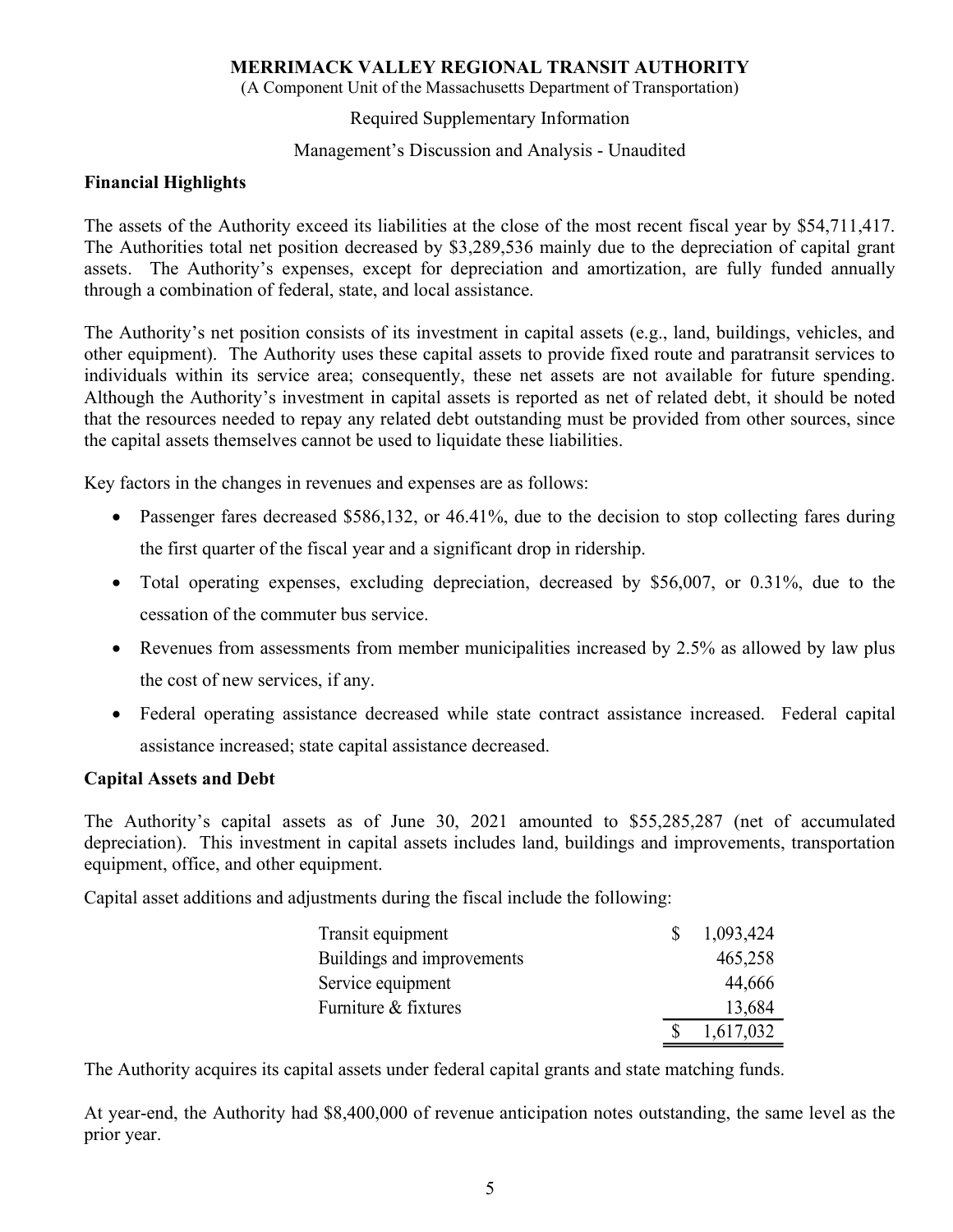**MERRIMACK VALLEY REGIONAL TRANSIT AUTHORITY**

(A Component Unit of the Massachusetts Department of Transportation)

Required Supplementary Information

Management's Discussion and Analysis - Unaudited

**Financial Highlights**

The assets of the Authority exceed its liabilities at the close of the most recent fiscal year by $54,711,417. The Authorities total net position decreased by $3,289,536 mainly due to the depreciation of capital grant assets. The Authority's expenses, except for depreciation and amortization, are fully funded annually through a combination of federal, state, and local assistance.

The Authority's net position consists of its investment in capital assets (e.g., land, buildings, vehicles, and other equipment). The Authority uses these capital assets to provide fixed route and paratransit services to individuals within its service area; consequently, these net assets are not available for future spending. Although the Authority's investment in capital assets is reported as net of related debt, it should be noted that the resources needed to repay any related debt outstanding must be provided from other sources, since the capital assets themselves cannot be used to liquidate these liabilities.

Key factors in the changes in revenues and expenses are as follows:

- Passenger fares decreased $586,132, or 46.41%, due to the decision to stop collecting fares during the first quarter of the fiscal year and a significant drop in ridership.
- Total operating expenses, excluding depreciation, decreased by $56,007, or 0.31%, due to the cessation of the commuter bus service.
- Revenues from assessments from member municipalities increased by 2.5% as allowed by law plus the cost of new services, if any.
- Federal operating assistance decreased while state contract assistance increased. Federal capital assistance increased; state capital assistance decreased.

**Capital Assets and Debt**

The Authority's capital assets as of June 30, 2021 amounted to $55,285,287 (net of accumulated depreciation). This investment in capital assets includes land, buildings and improvements, transportation equipment, office, and other equipment.

Capital asset additions and adjustments during the fiscal include the following:

| | |
|---|---|
| Transit equipment | $ 1,093,424 |
| Buildings and improvements | 465,258 |
| Service equipment | 44,666 |
| Furniture & fixtures | 13,684 |
| | $ 1,617,032 |

The Authority acquires its capital assets under federal capital grants and state matching funds.

At year-end, the Authority had $8,400,000 of revenue anticipation notes outstanding, the same level as the prior year.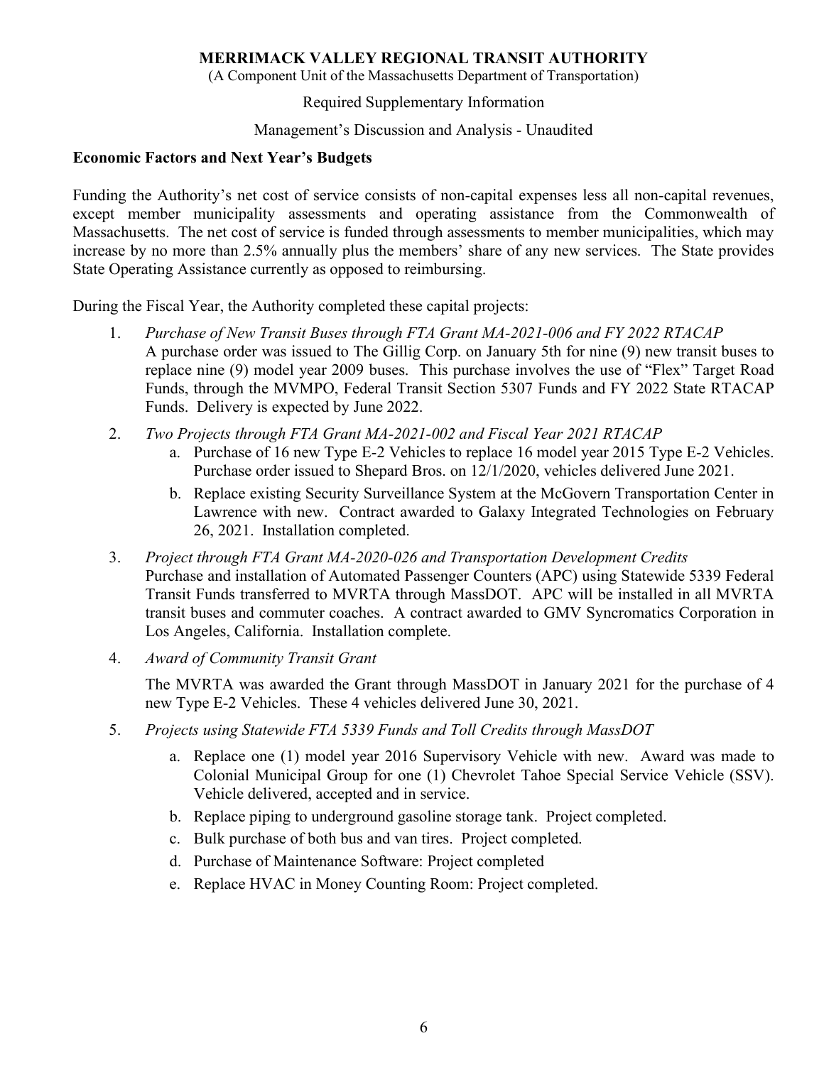**MERRIMACK VALLEY REGIONAL TRANSIT AUTHORITY**

(A Component Unit of the Massachusetts Department of Transportation)

Required Supplementary Information

Management's Discussion and Analysis - Unaudited

**Economic Factors and Next Year's Budgets**

Funding the Authority's net cost of service consists of non-capital expenses less all non-capital revenues, except member municipality assessments and operating assistance from the Commonwealth of Massachusetts. The net cost of service is funded through assessments to member municipalities, which may increase by no more than 2.5% annually plus the members' share of any new services. The State provides State Operating Assistance currently as opposed to reimbursing.

During the Fiscal Year, the Authority completed these capital projects:

1. *Purchase of New Transit Buses through FTA Grant MA-2021-006 and FY 2022 RTACAP*
   A purchase order was issued to The Gillig Corp. on January 5th for nine (9) new transit buses to replace nine (9) model year 2009 buses. This purchase involves the use of "Flex" Target Road Funds, through the MVMPO, Federal Transit Section 5307 Funds and FY 2022 State RTACAP Funds. Delivery is expected by June 2022.
2. *Two Projects through FTA Grant MA-2021-002 and Fiscal Year 2021 RTACAP*
   a. Purchase of 16 new Type E-2 Vehicles to replace 16 model year 2015 Type E-2 Vehicles. Purchase order issued to Shepard Bros. on 12/1/2020, vehicles delivered June 2021.
   b. Replace existing Security Surveillance System at the McGovern Transportation Center in Lawrence with new. Contract awarded to Galaxy Integrated Technologies on February 26, 2021. Installation completed.
3. *Project through FTA Grant MA-2020-026 and Transportation Development Credits*
   Purchase and installation of Automated Passenger Counters (APC) using Statewide 5339 Federal Transit Funds transferred to MVRTA through MassDOT. APC will be installed in all MVRTA transit buses and commuter coaches. A contract awarded to GMV Syncromatics Corporation in Los Angeles, California. Installation complete.
4. *Award of Community Transit Grant*

   The MVRTA was awarded the Grant through MassDOT in January 2021 for the purchase of 4 new Type E-2 Vehicles. These 4 vehicles delivered June 30, 2021.
5. *Projects using Statewide FTA 5339 Funds and Toll Credits through MassDOT*
   a. Replace one (1) model year 2016 Supervisory Vehicle with new. Award was made to Colonial Municipal Group for one (1) Chevrolet Tahoe Special Service Vehicle (SSV). Vehicle delivered, accepted and in service.
   b. Replace piping to underground gasoline storage tank. Project completed.
   c. Bulk purchase of both bus and van tires. Project completed.
   d. Purchase of Maintenance Software: Project completed
   e. Replace HVAC in Money Counting Room: Project completed.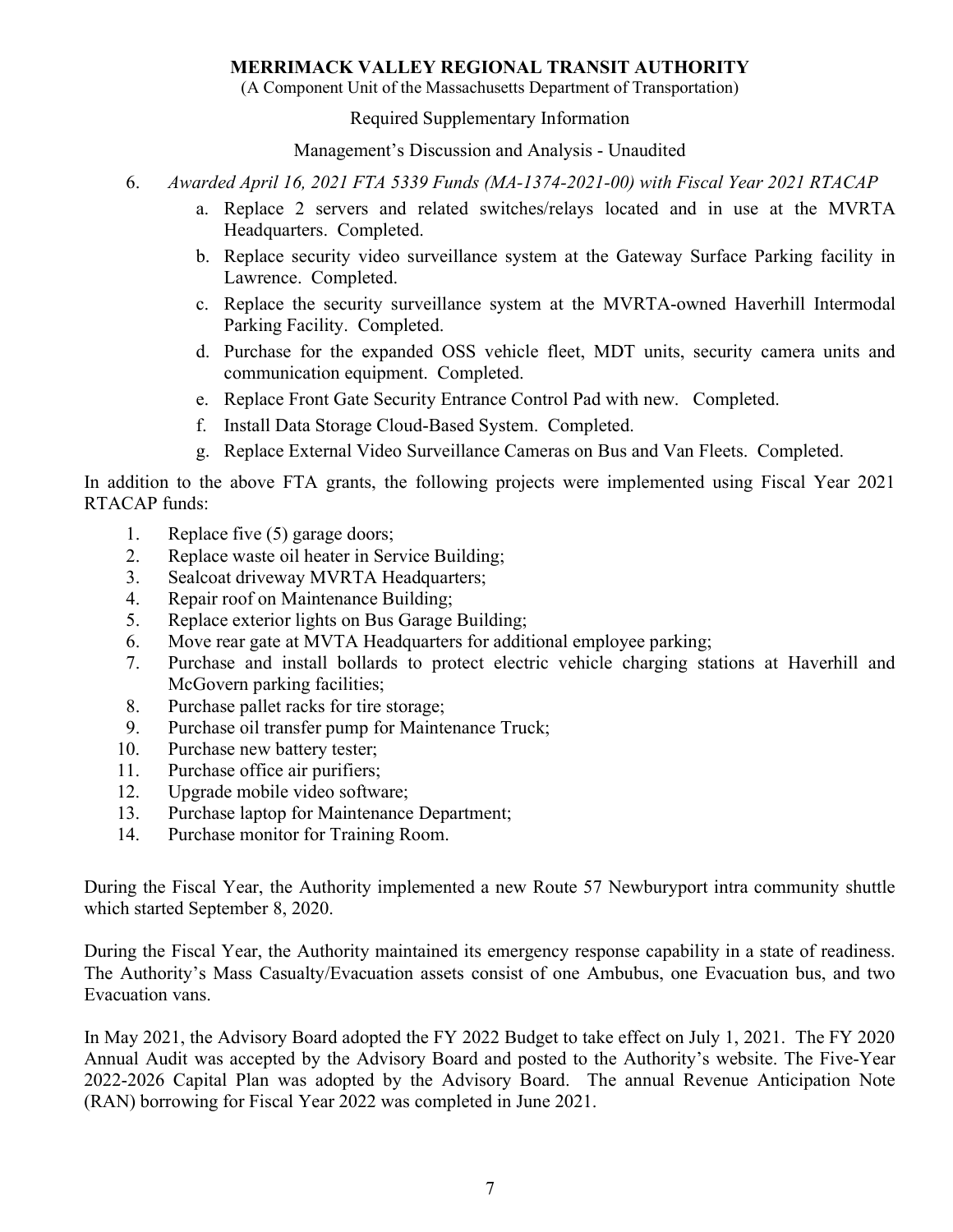6. *Awarded April 16, 2021 FTA 5339 Funds (MA-1374-2021-00) with Fiscal Year 2021 RTACAP*
   a. Replace 2 servers and related switches/relays located and in use at the MVRTA Headquarters. Completed.
   b. Replace security video surveillance system at the Gateway Surface Parking facility in Lawrence. Completed.
   c. Replace the security surveillance system at the MVRTA-owned Haverhill Intermodal Parking Facility. Completed.
   d. Purchase for the expanded OSS vehicle fleet, MDT units, security camera units and communication equipment. Completed.
   e. Replace Front Gate Security Entrance Control Pad with new. Completed.
   f. Install Data Storage Cloud-Based System. Completed.
   g. Replace External Video Surveillance Cameras on Bus and Van Fleets. Completed.

In addition to the above FTA grants, the following projects were implemented using Fiscal Year 2021 RTACAP funds:

1. Replace five (5) garage doors;
2. Replace waste oil heater in Service Building;
3. Sealcoat driveway MVRTA Headquarters;
4. Repair roof on Maintenance Building;
5. Replace exterior lights on Bus Garage Building;
6. Move rear gate at MVTA Headquarters for additional employee parking;
7. Purchase and install bollards to protect electric vehicle charging stations at Haverhill and McGovern parking facilities;
8. Purchase pallet racks for tire storage;
9. Purchase oil transfer pump for Maintenance Truck;
10. Purchase new battery tester;
11. Purchase office air purifiers;
12. Upgrade mobile video software;
13. Purchase laptop for Maintenance Department;
14. Purchase monitor for Training Room.

During the Fiscal Year, the Authority implemented a new Route 57 Newburyport intra community shuttle which started September 8, 2020.

During the Fiscal Year, the Authority maintained its emergency response capability in a state of readiness. The Authority's Mass Casualty/Evacuation assets consist of one Ambubus, one Evacuation bus, and two Evacuation vans.

In May 2021, the Advisory Board adopted the FY 2022 Budget to take effect on July 1, 2021. The FY 2020 Annual Audit was accepted by the Advisory Board and posted to the Authority's website. The Five-Year 2022-2026 Capital Plan was adopted by the Advisory Board. The annual Revenue Anticipation Note (RAN) borrowing for Fiscal Year 2022 was completed in June 2021.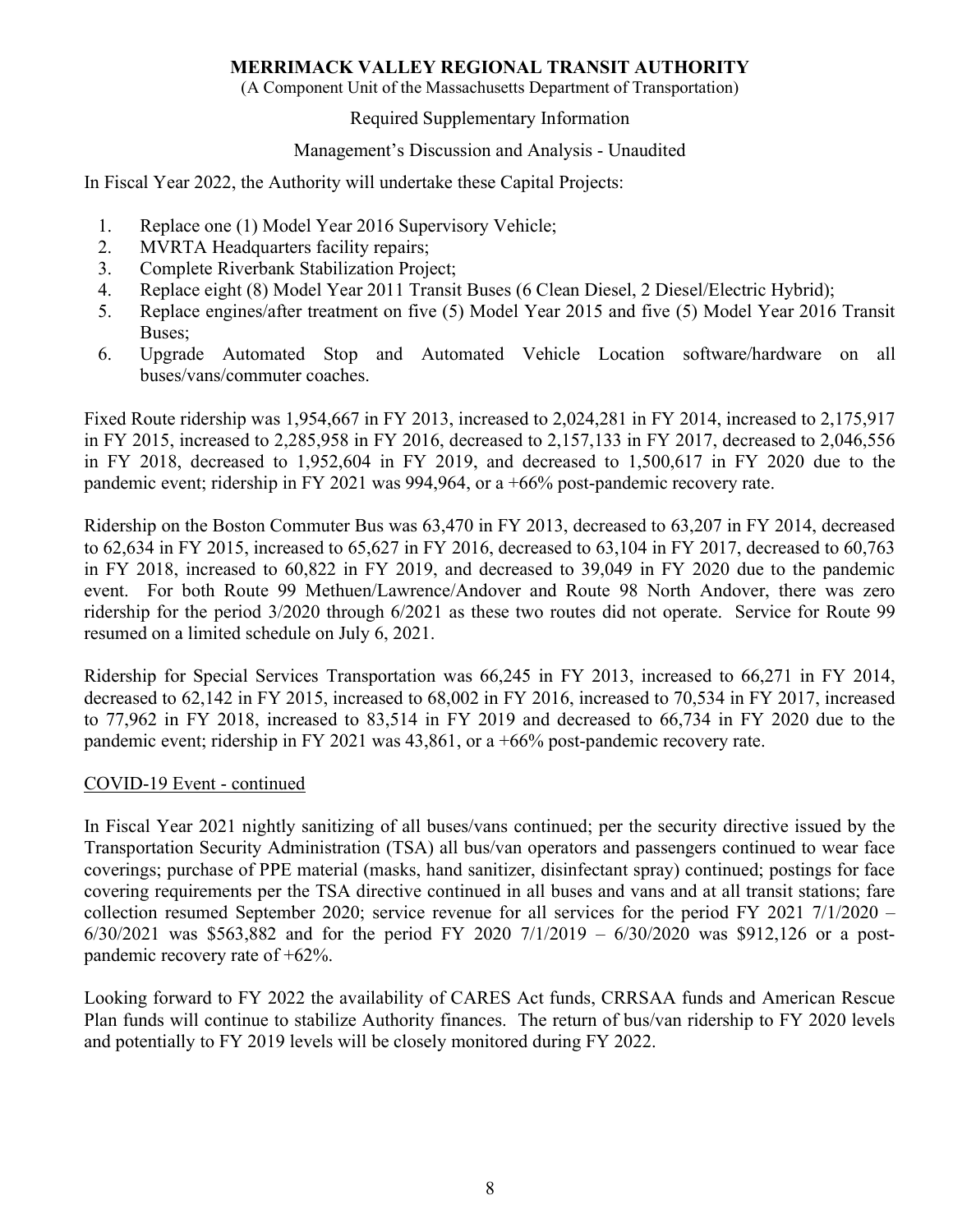In Fiscal Year 2022, the Authority will undertake these Capital Projects:

1. Replace one (1) Model Year 2016 Supervisory Vehicle;
2. MVRTA Headquarters facility repairs;
3. Complete Riverbank Stabilization Project;
4. Replace eight (8) Model Year 2011 Transit Buses (6 Clean Diesel, 2 Diesel/Electric Hybrid);
5. Replace engines/after treatment on five (5) Model Year 2015 and five (5) Model Year 2016 Transit Buses;
6. Upgrade Automated Stop and Automated Vehicle Location software/hardware on all buses/vans/commuter coaches.

Fixed Route ridership was 1,954,667 in FY 2013, increased to 2,024,281 in FY 2014, increased to 2,175,917 in FY 2015, increased to 2,285,958 in FY 2016, decreased to 2,157,133 in FY 2017, decreased to 2,046,556 in FY 2018, decreased to 1,952,604 in FY 2019, and decreased to 1,500,617 in FY 2020 due to the pandemic event; ridership in FY 2021 was 994,964, or a +66% post-pandemic recovery rate.

Ridership on the Boston Commuter Bus was 63,470 in FY 2013, decreased to 63,207 in FY 2014, decreased to 62,634 in FY 2015, increased to 65,627 in FY 2016, decreased to 63,104 in FY 2017, decreased to 60,763 in FY 2018, increased to 60,822 in FY 2019, and decreased to 39,049 in FY 2020 due to the pandemic event. For both Route 99 Methuen/Lawrence/Andover and Route 98 North Andover, there was zero ridership for the period 3/2020 through 6/2021 as these two routes did not operate. Service for Route 99 resumed on a limited schedule on July 6, 2021.

Ridership for Special Services Transportation was 66,245 in FY 2013, increased to 66,271 in FY 2014, decreased to 62,142 in FY 2015, increased to 68,002 in FY 2016, increased to 70,534 in FY 2017, increased to 77,962 in FY 2018, increased to 83,514 in FY 2019 and decreased to 66,734 in FY 2020 due to the pandemic event; ridership in FY 2021 was 43,861, or a +66% post-pandemic recovery rate.

## COVID-19 Event - continued

In Fiscal Year 2021 nightly sanitizing of all buses/vans continued; per the security directive issued by the Transportation Security Administration (TSA) all bus/van operators and passengers continued to wear face coverings; purchase of PPE material (masks, hand sanitizer, disinfectant spray) continued; postings for face covering requirements per the TSA directive continued in all buses and vans and at all transit stations; fare collection resumed September 2020; service revenue for all services for the period FY 2021 7/1/2020 – 6/30/2021 was $563,882 and for the period FY 2020 7/1/2019 – 6/30/2020 was $912,126 or a post-pandemic recovery rate of +62%.

Looking forward to FY 2022 the availability of CARES Act funds, CRRSAA funds and American Rescue Plan funds will continue to stabilize Authority finances. The return of bus/van ridership to FY 2020 levels and potentially to FY 2019 levels will be closely monitored during FY 2022.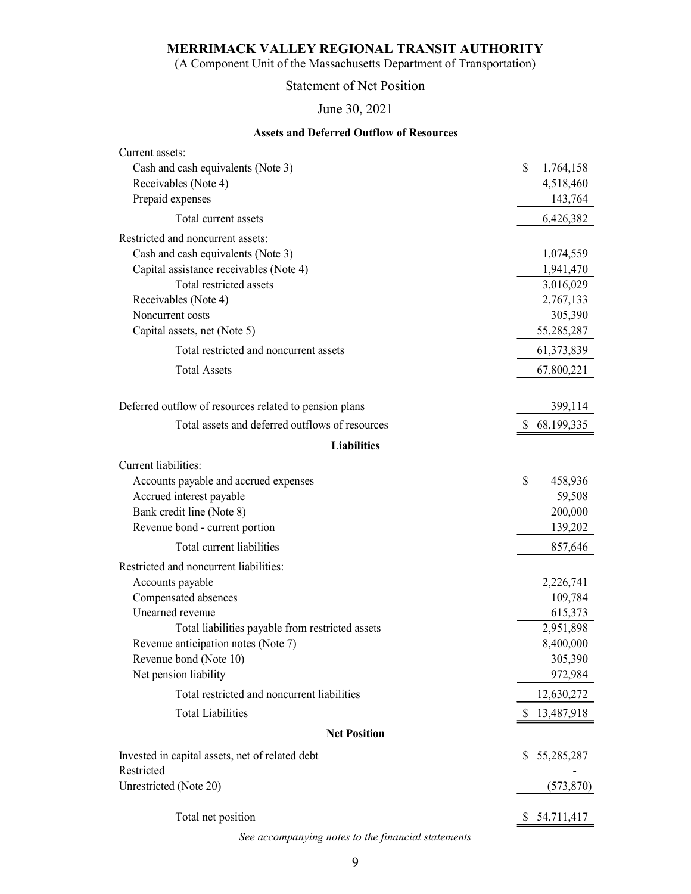# MERRIMACK VALLEY REGIONAL TRANSIT AUTHORITY

(A Component Unit of the Massachusetts Department of Transportation)

Statement of Net Position

June 30, 2021

### Assets and Deferred Outflow of Resources

| | |
|---|---|
| Current assets: | |
| Cash and cash equivalents (Note 3) | $ 1,764,158 |
| Receivables (Note 4) | 4,518,460 |
| Prepaid expenses | 143,764 |
| Total current assets | 6,426,382 |
| Restricted and noncurrent assets: | |
| Cash and cash equivalents (Note 3) | 1,074,559 |
| Capital assistance receivables (Note 4) | 1,941,470 |
| Total restricted assets | 3,016,029 |
| Receivables (Note 4) | 2,767,133 |
| Noncurrent costs | 305,390 |
| Capital assets, net (Note 5) | 55,285,287 |
| Total restricted and noncurrent assets | 61,373,839 |
| Total Assets | 67,800,221 |
| Deferred outflow of resources related to pension plans | 399,114 |
| Total assets and deferred outflows of resources | $ 68,199,335 |

### Liabilities

| | |
|---|---|
| Current liabilities: | |
| Accounts payable and accrued expenses | $ 458,936 |
| Accrued interest payable | 59,508 |
| Bank credit line (Note 8) | 200,000 |
| Revenue bond - current portion | 139,202 |
| Total current liabilities | 857,646 |
| Restricted and noncurrent liabilities: | |
| Accounts payable | 2,226,741 |
| Compensated absences | 109,784 |
| Unearned revenue | 615,373 |
| Total liabilities payable from restricted assets | 2,951,898 |
| Revenue anticipation notes (Note 7) | 8,400,000 |
| Revenue bond (Note 10) | 305,390 |
| Net pension liability | 972,984 |
| Total restricted and noncurrent liabilities | 12,630,272 |
| Total Liabilities | $ 13,487,918 |

### Net Position

| | |
|---|---|
| Invested in capital assets, net of related debt | $ 55,285,287 |
| Restricted | - |
| Unrestricted (Note 20) | (573,870) |
| Total net position | $ 54,711,417 |

*See accompanying notes to the financial statements*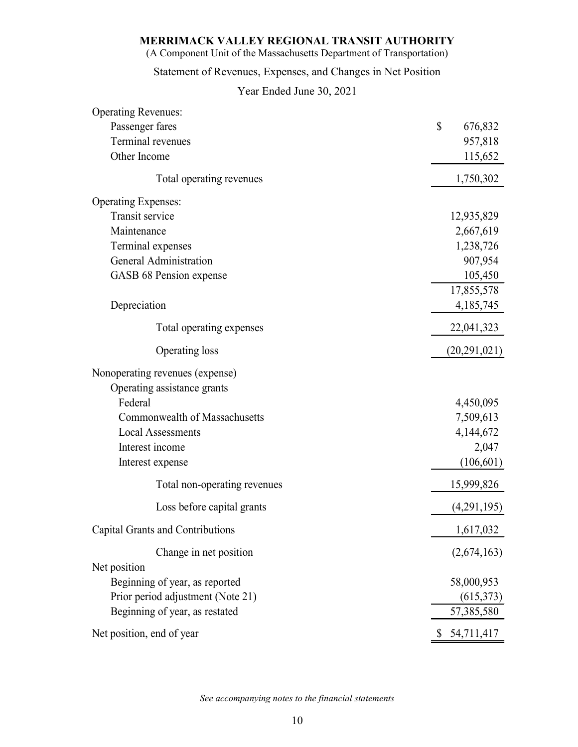# MERRIMACK VALLEY REGIONAL TRANSIT AUTHORITY

(A Component Unit of the Massachusetts Department of Transportation)

Statement of Revenues, Expenses, and Changes in Net Position

Year Ended June 30, 2021

| | |
|---|---|
| Operating Revenues: | |
| Passenger fares | $ 676,832 |
| Terminal revenues | 957,818 |
| Other Income | 115,652 |
| Total operating revenues | 1,750,302 |
| Operating Expenses: | |
| Transit service | 12,935,829 |
| Maintenance | 2,667,619 |
| Terminal expenses | 1,238,726 |
| General Administration | 907,954 |
| GASB 68 Pension expense | 105,450 |
| | 17,855,578 |
| Depreciation | 4,185,745 |
| Total operating expenses | 22,041,323 |
| Operating loss | (20,291,021) |
| Nonoperating revenues (expense) | |
| Operating assistance grants | |
| Federal | 4,450,095 |
| Commonwealth of Massachusetts | 7,509,613 |
| Local Assessments | 4,144,672 |
| Interest income | 2,047 |
| Interest expense | (106,601) |
| Total non-operating revenues | 15,999,826 |
| Loss before capital grants | (4,291,195) |
| Capital Grants and Contributions | 1,617,032 |
| Change in net position | (2,674,163) |
| Net position | |
| Beginning of year, as reported | 58,000,953 |
| Prior period adjustment (Note 21) | (615,373) |
| Beginning of year, as restated | 57,385,580 |
| Net position, end of year | $ 54,711,417 |

*See accompanying notes to the financial statements*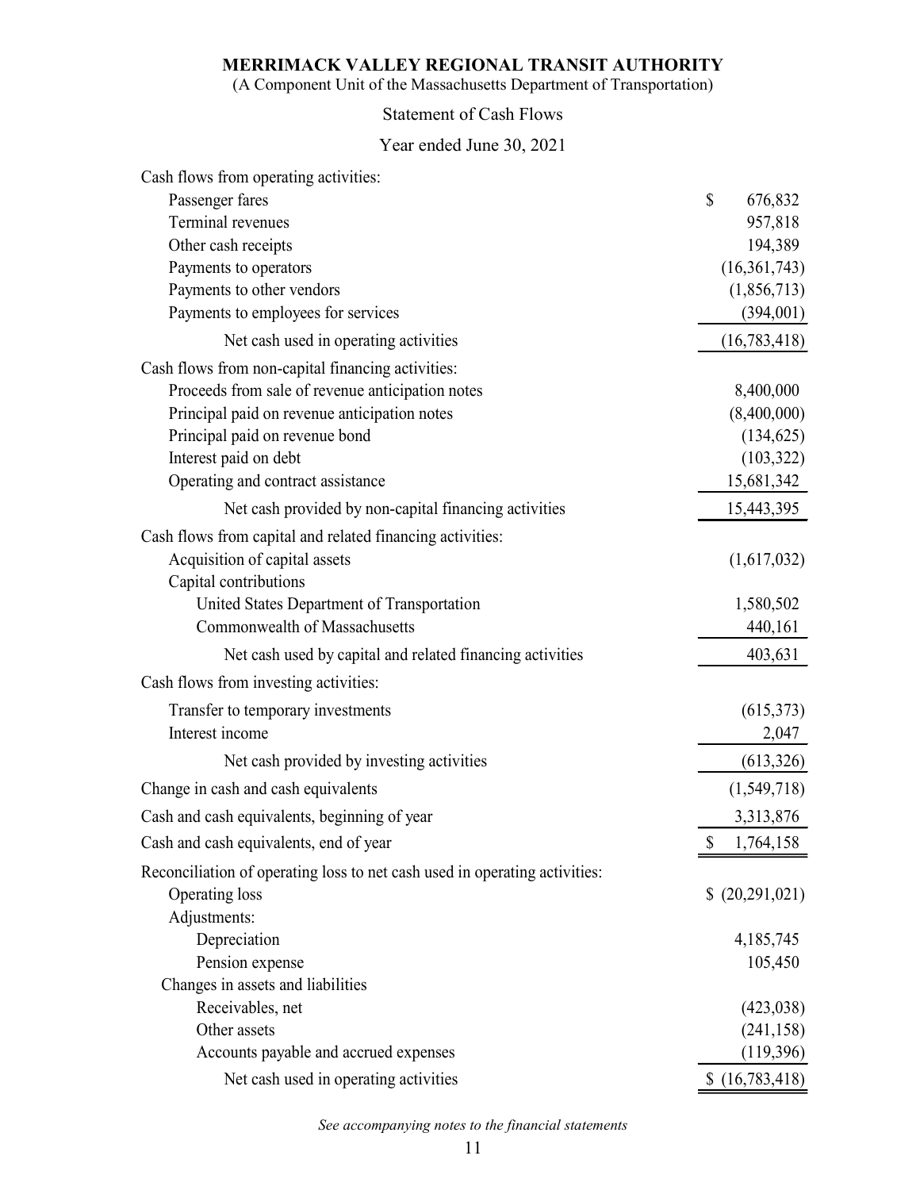# MERRIMACK VALLEY REGIONAL TRANSIT AUTHORITY

(A Component Unit of the Massachusetts Department of Transportation)

Statement of Cash Flows

Year ended June 30, 2021

| | |
|---|---|
| Cash flows from operating activities: | |
| Passenger fares | $ 676,832 |
| Terminal revenues | 957,818 |
| Other cash receipts | 194,389 |
| Payments to operators | (16,361,743) |
| Payments to other vendors | (1,856,713) |
| Payments to employees for services | (394,001) |
| Net cash used in operating activities | (16,783,418) |
| Cash flows from non-capital financing activities: | |
| Proceeds from sale of revenue anticipation notes | 8,400,000 |
| Principal paid on revenue anticipation notes | (8,400,000) |
| Principal paid on revenue bond | (134,625) |
| Interest paid on debt | (103,322) |
| Operating and contract assistance | 15,681,342 |
| Net cash provided by non-capital financing activities | 15,443,395 |
| Cash flows from capital and related financing activities: | |
| Acquisition of capital assets | (1,617,032) |
| Capital contributions | |
| United States Department of Transportation | 1,580,502 |
| Commonwealth of Massachusetts | 440,161 |
| Net cash used by capital and related financing activities | 403,631 |
| Cash flows from investing activities: | |
| Transfer to temporary investments | (615,373) |
| Interest income | 2,047 |
| Net cash provided by investing activities | (613,326) |
| Change in cash and cash equivalents | (1,549,718) |
| Cash and cash equivalents, beginning of year | 3,313,876 |
| Cash and cash equivalents, end of year | $ 1,764,158 |
| Reconciliation of operating loss to net cash used in operating activities: | |
| Operating loss | $ (20,291,021) |
| Adjustments: | |
| Depreciation | 4,185,745 |
| Pension expense | 105,450 |
| Changes in assets and liabilities | |
| Receivables, net | (423,038) |
| Other assets | (241,158) |
| Accounts payable and accrued expenses | (119,396) |
| Net cash used in operating activities | $ (16,783,418) |

*See accompanying notes to the financial statements*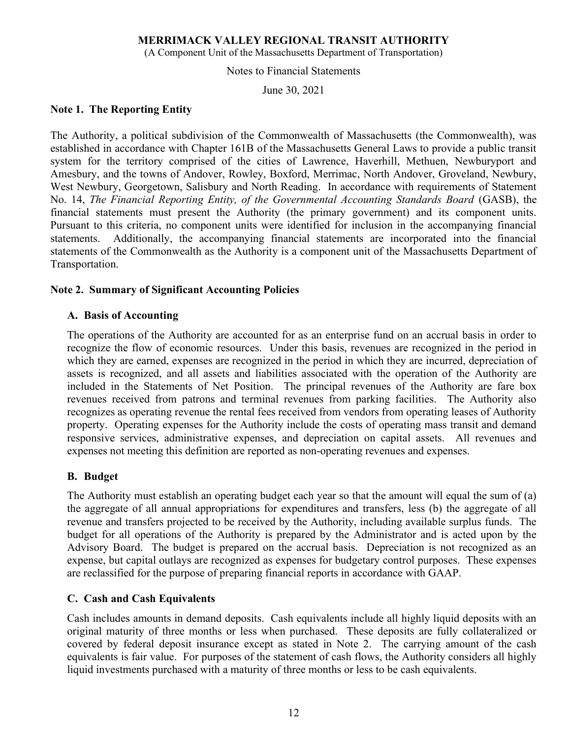**MERRIMACK VALLEY REGIONAL TRANSIT AUTHORITY**
(A Component Unit of the Massachusetts Department of Transportation)

Notes to Financial Statements

June 30, 2021

## Note 1. The Reporting Entity

The Authority, a political subdivision of the Commonwealth of Massachusetts (the Commonwealth), was established in accordance with Chapter 161B of the Massachusetts General Laws to provide a public transit system for the territory comprised of the cities of Lawrence, Haverhill, Methuen, Newburyport and Amesbury, and the towns of Andover, Rowley, Boxford, Merrimac, North Andover, Groveland, Newbury, West Newbury, Georgetown, Salisbury and North Reading. In accordance with requirements of Statement No. 14, *The Financial Reporting Entity, of the Governmental Accounting Standards Board* (GASB), the financial statements must present the Authority (the primary government) and its component units. Pursuant to this criteria, no component units were identified for inclusion in the accompanying financial statements. Additionally, the accompanying financial statements are incorporated into the financial statements of the Commonwealth as the Authority is a component unit of the Massachusetts Department of Transportation.

## Note 2. Summary of Significant Accounting Policies

### A. Basis of Accounting

The operations of the Authority are accounted for as an enterprise fund on an accrual basis in order to recognize the flow of economic resources. Under this basis, revenues are recognized in the period in which they are earned, expenses are recognized in the period in which they are incurred, depreciation of assets is recognized, and all assets and liabilities associated with the operation of the Authority are included in the Statements of Net Position. The principal revenues of the Authority are fare box revenues received from patrons and terminal revenues from parking facilities. The Authority also recognizes as operating revenue the rental fees received from vendors from operating leases of Authority property. Operating expenses for the Authority include the costs of operating mass transit and demand responsive services, administrative expenses, and depreciation on capital assets. All revenues and expenses not meeting this definition are reported as non-operating revenues and expenses.

### B. Budget

The Authority must establish an operating budget each year so that the amount will equal the sum of (a) the aggregate of all annual appropriations for expenditures and transfers, less (b) the aggregate of all revenue and transfers projected to be received by the Authority, including available surplus funds. The budget for all operations of the Authority is prepared by the Administrator and is acted upon by the Advisory Board. The budget is prepared on the accrual basis. Depreciation is not recognized as an expense, but capital outlays are recognized as expenses for budgetary control purposes. These expenses are reclassified for the purpose of preparing financial reports in accordance with GAAP.

### C. Cash and Cash Equivalents

Cash includes amounts in demand deposits. Cash equivalents include all highly liquid deposits with an original maturity of three months or less when purchased. These deposits are fully collateralized or covered by federal deposit insurance except as stated in Note 2. The carrying amount of the cash equivalents is fair value. For purposes of the statement of cash flows, the Authority considers all highly liquid investments purchased with a maturity of three months or less to be cash equivalents.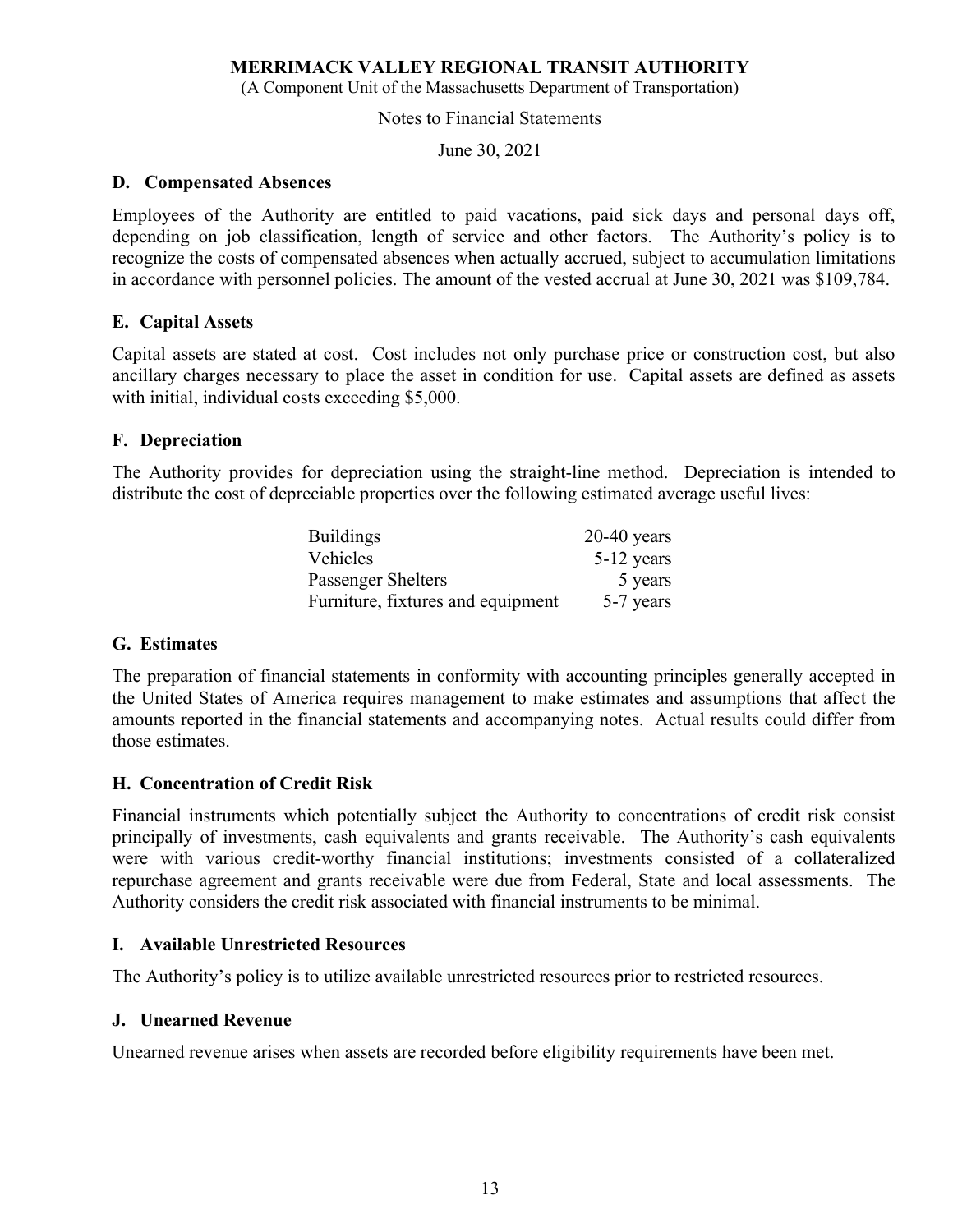**D. Compensated Absences**

Employees of the Authority are entitled to paid vacations, paid sick days and personal days off, depending on job classification, length of service and other factors. The Authority's policy is to recognize the costs of compensated absences when actually accrued, subject to accumulation limitations in accordance with personnel policies. The amount of the vested accrual at June 30, 2021 was $109,784.

**E. Capital Assets**

Capital assets are stated at cost. Cost includes not only purchase price or construction cost, but also ancillary charges necessary to place the asset in condition for use. Capital assets are defined as assets with initial, individual costs exceeding $5,000.

**F. Depreciation**

The Authority provides for depreciation using the straight-line method. Depreciation is intended to distribute the cost of depreciable properties over the following estimated average useful lives:

| | |
|---|---|
| Buildings | 20-40 years |
| Vehicles | 5-12 years |
| Passenger Shelters | 5 years |
| Furniture, fixtures and equipment | 5-7 years |

**G. Estimates**

The preparation of financial statements in conformity with accounting principles generally accepted in the United States of America requires management to make estimates and assumptions that affect the amounts reported in the financial statements and accompanying notes. Actual results could differ from those estimates.

**H. Concentration of Credit Risk**

Financial instruments which potentially subject the Authority to concentrations of credit risk consist principally of investments, cash equivalents and grants receivable. The Authority's cash equivalents were with various credit-worthy financial institutions; investments consisted of a collateralized repurchase agreement and grants receivable were due from Federal, State and local assessments. The Authority considers the credit risk associated with financial instruments to be minimal.

**I. Available Unrestricted Resources**

The Authority's policy is to utilize available unrestricted resources prior to restricted resources.

**J. Unearned Revenue**

Unearned revenue arises when assets are recorded before eligibility requirements have been met.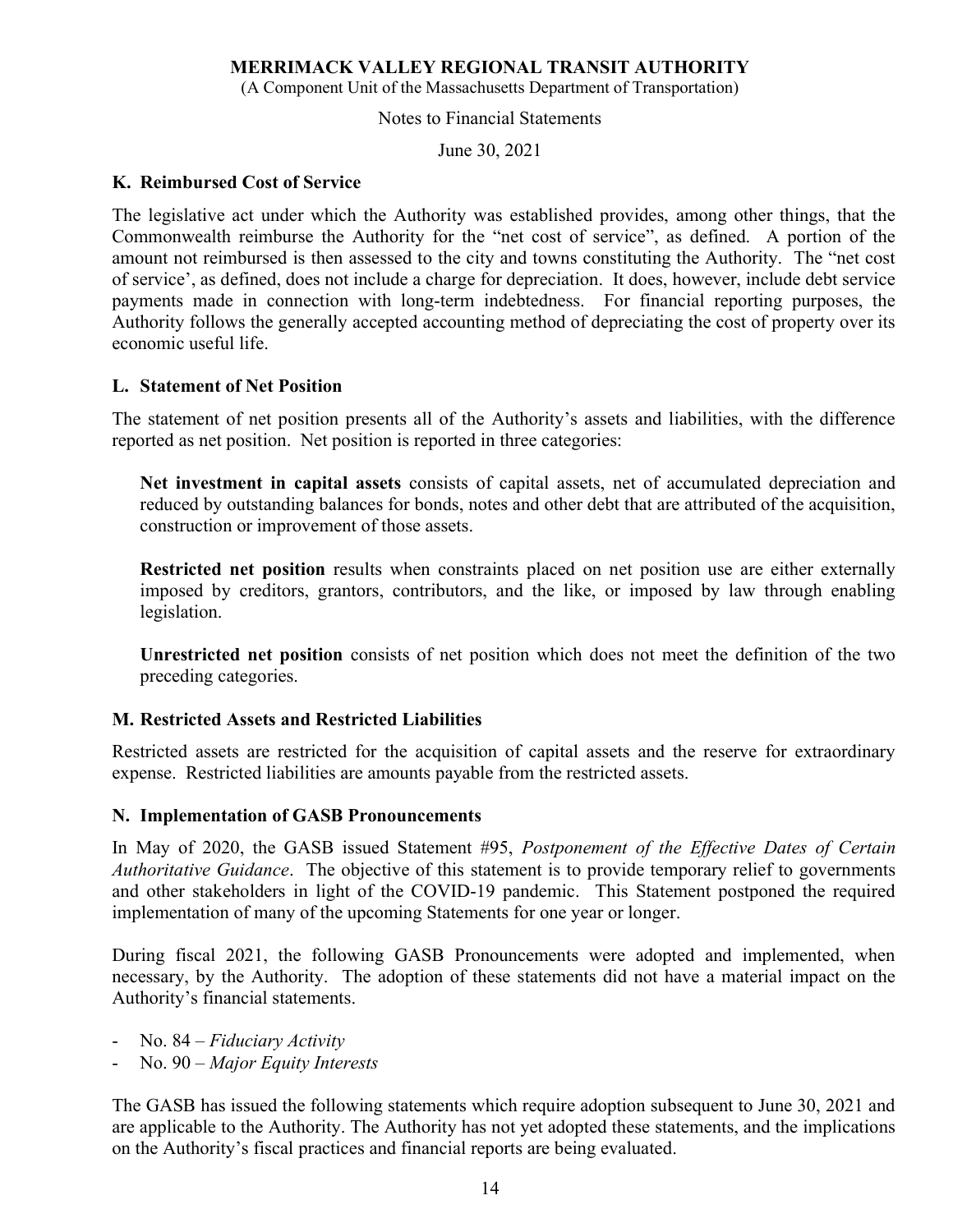### K. Reimbursed Cost of Service

The legislative act under which the Authority was established provides, among other things, that the Commonwealth reimburse the Authority for the "net cost of service", as defined. A portion of the amount not reimbursed is then assessed to the city and towns constituting the Authority. The "net cost of service', as defined, does not include a charge for depreciation. It does, however, include debt service payments made in connection with long-term indebtedness. For financial reporting purposes, the Authority follows the generally accepted accounting method of depreciating the cost of property over its economic useful life.

### L. Statement of Net Position

The statement of net position presents all of the Authority's assets and liabilities, with the difference reported as net position. Net position is reported in three categories:

**Net investment in capital assets** consists of capital assets, net of accumulated depreciation and reduced by outstanding balances for bonds, notes and other debt that are attributed of the acquisition, construction or improvement of those assets.

**Restricted net position** results when constraints placed on net position use are either externally imposed by creditors, grantors, contributors, and the like, or imposed by law through enabling legislation.

**Unrestricted net position** consists of net position which does not meet the definition of the two preceding categories.

### M. Restricted Assets and Restricted Liabilities

Restricted assets are restricted for the acquisition of capital assets and the reserve for extraordinary expense. Restricted liabilities are amounts payable from the restricted assets.

### N. Implementation of GASB Pronouncements

In May of 2020, the GASB issued Statement #95, *Postponement of the Effective Dates of Certain Authoritative Guidance*. The objective of this statement is to provide temporary relief to governments and other stakeholders in light of the COVID-19 pandemic. This Statement postponed the required implementation of many of the upcoming Statements for one year or longer.

During fiscal 2021, the following GASB Pronouncements were adopted and implemented, when necessary, by the Authority. The adoption of these statements did not have a material impact on the Authority's financial statements.

- No. 84 – *Fiduciary Activity*
- No. 90 – *Major Equity Interests*

The GASB has issued the following statements which require adoption subsequent to June 30, 2021 and are applicable to the Authority. The Authority has not yet adopted these statements, and the implications on the Authority's fiscal practices and financial reports are being evaluated.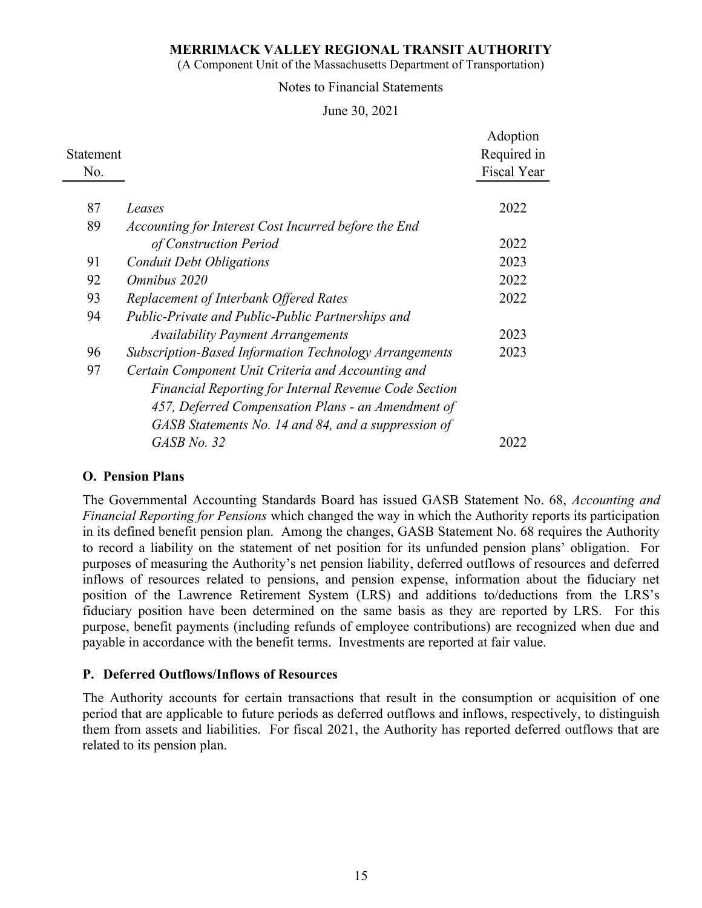**MERRIMACK VALLEY REGIONAL TRANSIT AUTHORITY**

(A Component Unit of the Massachusetts Department of Transportation)

Notes to Financial Statements

June 30, 2021

| Statement No. | | Adoption Required in Fiscal Year |
|---|---|---|
| 87 | *Leases* | 2022 |
| 89 | *Accounting for Interest Cost Incurred before the End of Construction Period* | 2022 |
| 91 | *Conduit Debt Obligations* | 2023 |
| 92 | *Omnibus 2020* | 2022 |
| 93 | *Replacement of Interbank Offered Rates* | 2022 |
| 94 | *Public-Private and Public-Public Partnerships and Availability Payment Arrangements* | 2023 |
| 96 | *Subscription-Based Information Technology Arrangements* | 2023 |
| 97 | *Certain Component Unit Criteria and Accounting and Financial Reporting for Internal Revenue Code Section 457, Deferred Compensation Plans - an Amendment of GASB Statements No. 14 and 84, and a suppression of GASB No. 32* | 2022 |

### O. Pension Plans

The Governmental Accounting Standards Board has issued GASB Statement No. 68, *Accounting and Financial Reporting for Pensions* which changed the way in which the Authority reports its participation in its defined benefit pension plan. Among the changes, GASB Statement No. 68 requires the Authority to record a liability on the statement of net position for its unfunded pension plans' obligation. For purposes of measuring the Authority's net pension liability, deferred outflows of resources and deferred inflows of resources related to pensions, and pension expense, information about the fiduciary net position of the Lawrence Retirement System (LRS) and additions to/deductions from the LRS's fiduciary position have been determined on the same basis as they are reported by LRS. For this purpose, benefit payments (including refunds of employee contributions) are recognized when due and payable in accordance with the benefit terms. Investments are reported at fair value.

### P. Deferred Outflows/Inflows of Resources

The Authority accounts for certain transactions that result in the consumption or acquisition of one period that are applicable to future periods as deferred outflows and inflows, respectively, to distinguish them from assets and liabilities. For fiscal 2021, the Authority has reported deferred outflows that are related to its pension plan.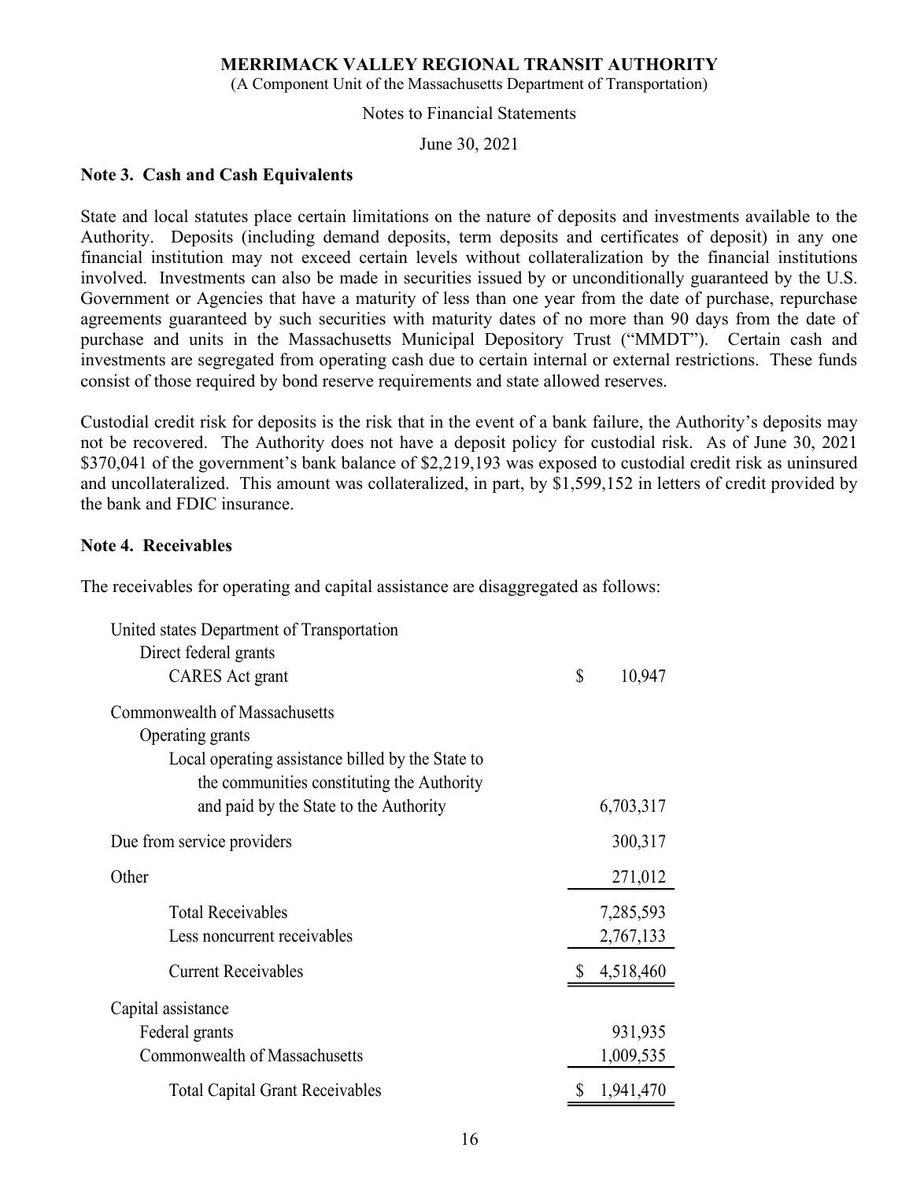# MERRIMACK VALLEY REGIONAL TRANSIT AUTHORITY

(A Component Unit of the Massachusetts Department of Transportation)

Notes to Financial Statements

June 30, 2021

## Note 3. Cash and Cash Equivalents

State and local statutes place certain limitations on the nature of deposits and investments available to the Authority. Deposits (including demand deposits, term deposits and certificates of deposit) in any one financial institution may not exceed certain levels without collateralization by the financial institutions involved. Investments can also be made in securities issued by or unconditionally guaranteed by the U.S. Government or Agencies that have a maturity of less than one year from the date of purchase, repurchase agreements guaranteed by such securities with maturity dates of no more than 90 days from the date of purchase and units in the Massachusetts Municipal Depository Trust ("MMDT"). Certain cash and investments are segregated from operating cash due to certain internal or external restrictions. These funds consist of those required by bond reserve requirements and state allowed reserves.

Custodial credit risk for deposits is the risk that in the event of a bank failure, the Authority's deposits may not be recovered. The Authority does not have a deposit policy for custodial risk. As of June 30, 2021 $370,041 of the government's bank balance of $2,219,193 was exposed to custodial credit risk as uninsured and uncollateralized. This amount was collateralized, in part, by $1,599,152 in letters of credit provided by the bank and FDIC insurance.

## Note 4. Receivables

The receivables for operating and capital assistance are disaggregated as follows:

| | |
|---|---|
| United states Department of Transportation | |
| Direct federal grants | |
| CARES Act grant | $ 10,947 |
| Commonwealth of Massachusetts | |
| Operating grants | |
| Local operating assistance billed by the State to the communities constituting the Authority and paid by the State to the Authority | 6,703,317 |
| Due from service providers | 300,317 |
| Other | 271,012 |
| Total Receivables | 7,285,593 |
| Less noncurrent receivables | 2,767,133 |
| Current Receivables | $ 4,518,460 |
| Capital assistance | |
| Federal grants | 931,935 |
| Commonwealth of Massachusetts | 1,009,535 |
| Total Capital Grant Receivables | $ 1,941,470 |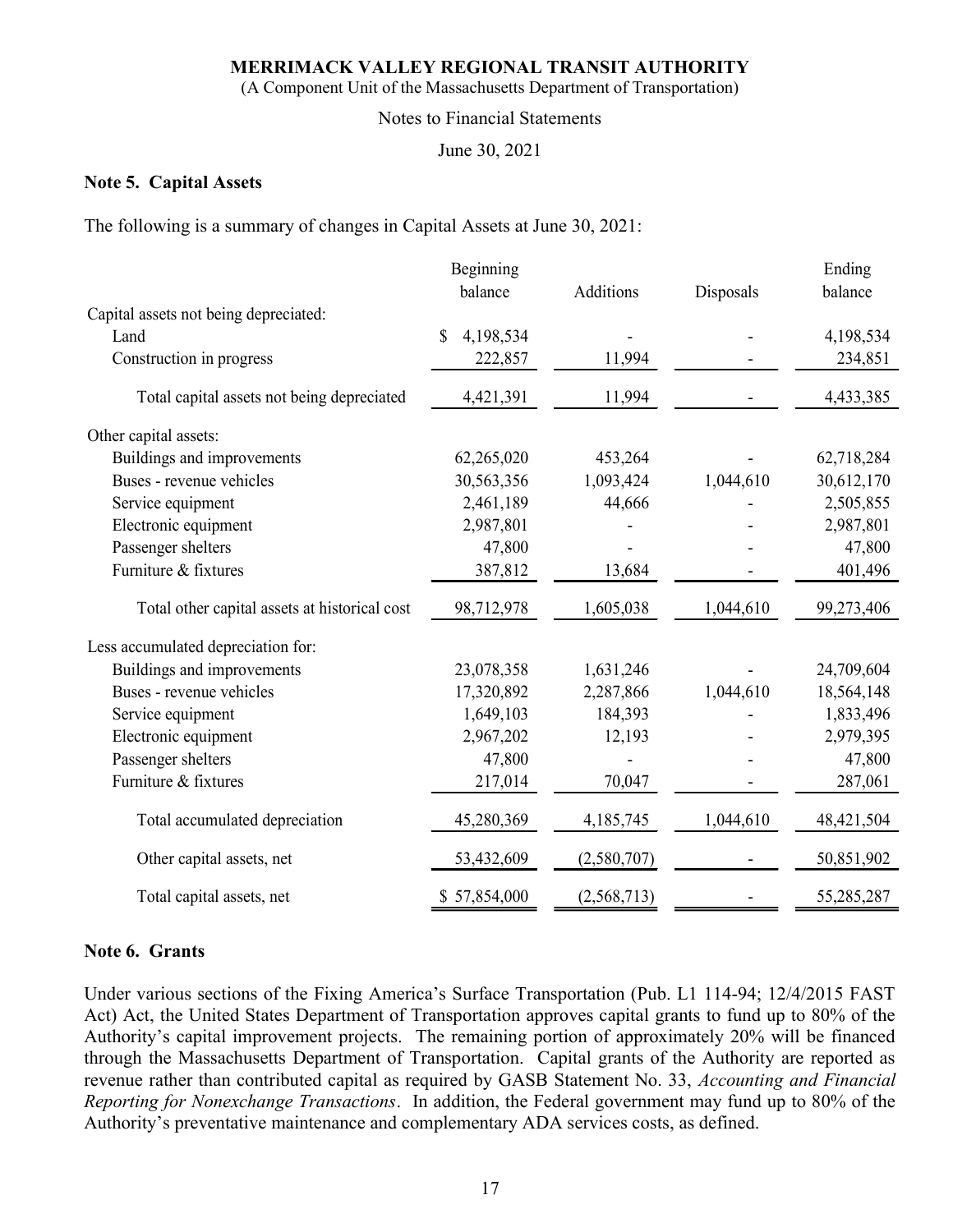**MERRIMACK VALLEY REGIONAL TRANSIT AUTHORITY**
(A Component Unit of the Massachusetts Department of Transportation)

Notes to Financial Statements

June 30, 2021

## Note 5. Capital Assets

The following is a summary of changes in Capital Assets at June 30, 2021:

| | Beginning balance | Additions | Disposals | Ending balance |
|---|---|---|---|---|
| Capital assets not being depreciated: | | | | |
| Land | $ 4,198,534 | - | - | 4,198,534 |
| Construction in progress | 222,857 | 11,994 | - | 234,851 |
| Total capital assets not being depreciated | 4,421,391 | 11,994 | - | 4,433,385 |
| Other capital assets: | | | | |
| Buildings and improvements | 62,265,020 | 453,264 | - | 62,718,284 |
| Buses - revenue vehicles | 30,563,356 | 1,093,424 | 1,044,610 | 30,612,170 |
| Service equipment | 2,461,189 | 44,666 | - | 2,505,855 |
| Electronic equipment | 2,987,801 | - | - | 2,987,801 |
| Passenger shelters | 47,800 | - | - | 47,800 |
| Furniture & fixtures | 387,812 | 13,684 | - | 401,496 |
| Total other capital assets at historical cost | 98,712,978 | 1,605,038 | 1,044,610 | 99,273,406 |
| Less accumulated depreciation for: | | | | |
| Buildings and improvements | 23,078,358 | 1,631,246 | - | 24,709,604 |
| Buses - revenue vehicles | 17,320,892 | 2,287,866 | 1,044,610 | 18,564,148 |
| Service equipment | 1,649,103 | 184,393 | - | 1,833,496 |
| Electronic equipment | 2,967,202 | 12,193 | - | 2,979,395 |
| Passenger shelters | 47,800 | - | - | 47,800 |
| Furniture & fixtures | 217,014 | 70,047 | - | 287,061 |
| Total accumulated depreciation | 45,280,369 | 4,185,745 | 1,044,610 | 48,421,504 |
| Other capital assets, net | 53,432,609 | (2,580,707) | - | 50,851,902 |
| Total capital assets, net | $ 57,854,000 | (2,568,713) | - | 55,285,287 |

## Note 6. Grants

Under various sections of the Fixing America's Surface Transportation (Pub. L1 114-94; 12/4/2015 FAST Act) Act, the United States Department of Transportation approves capital grants to fund up to 80% of the Authority's capital improvement projects. The remaining portion of approximately 20% will be financed through the Massachusetts Department of Transportation. Capital grants of the Authority are reported as revenue rather than contributed capital as required by GASB Statement No. 33, *Accounting and Financial Reporting for Nonexchange Transactions*. In addition, the Federal government may fund up to 80% of the Authority's preventative maintenance and complementary ADA services costs, as defined.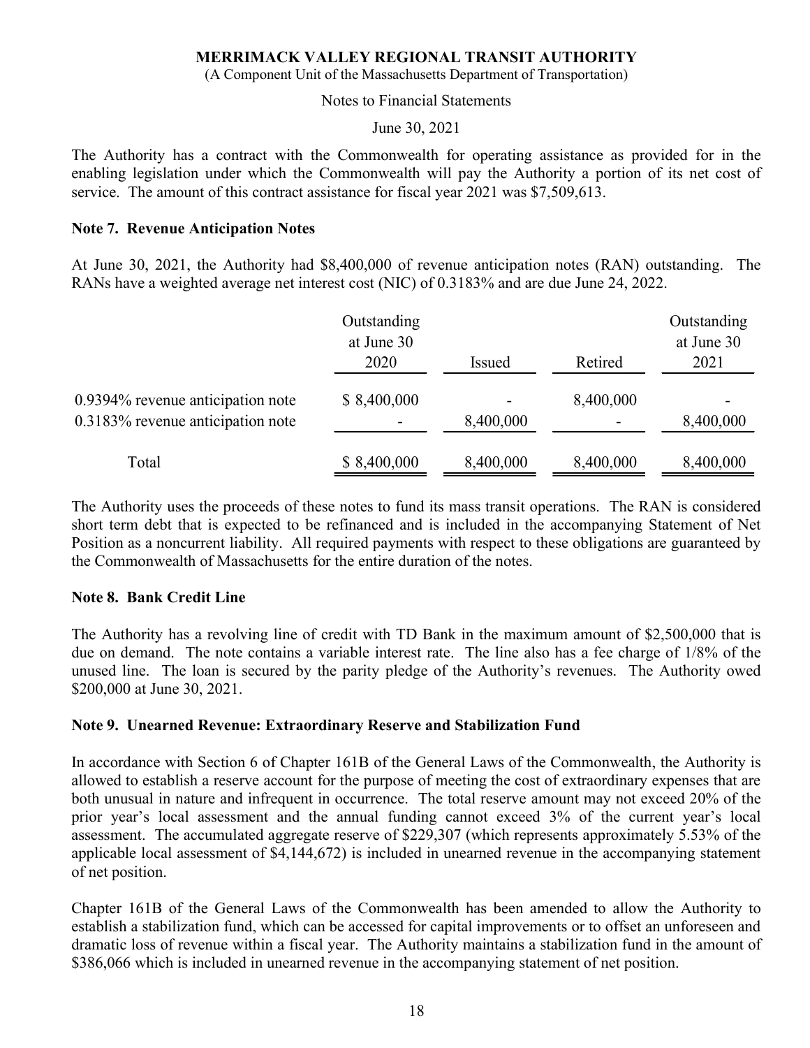The Authority has a contract with the Commonwealth for operating assistance as provided for in the enabling legislation under which the Commonwealth will pay the Authority a portion of its net cost of service. The amount of this contract assistance for fiscal year 2021 was $7,509,613.

**Note 7. Revenue Anticipation Notes**

At June 30, 2021, the Authority had $8,400,000 of revenue anticipation notes (RAN) outstanding. The RANs have a weighted average net interest cost (NIC) of 0.3183% and are due June 24, 2022.

| | Outstanding at June 30 2020 | Issued | Retired | Outstanding at June 30 2021 |
|---|---|---|---|---|
| 0.9394% revenue anticipation note | $ 8,400,000 | - | 8,400,000 | - |
| 0.3183% revenue anticipation note | - | 8,400,000 | - | 8,400,000 |
| Total | $ 8,400,000 | 8,400,000 | 8,400,000 | 8,400,000 |

The Authority uses the proceeds of these notes to fund its mass transit operations. The RAN is considered short term debt that is expected to be refinanced and is included in the accompanying Statement of Net Position as a noncurrent liability. All required payments with respect to these obligations are guaranteed by the Commonwealth of Massachusetts for the entire duration of the notes.

**Note 8. Bank Credit Line**

The Authority has a revolving line of credit with TD Bank in the maximum amount of $2,500,000 that is due on demand. The note contains a variable interest rate. The line also has a fee charge of 1/8% of the unused line. The loan is secured by the parity pledge of the Authority's revenues. The Authority owed $200,000 at June 30, 2021.

**Note 9. Unearned Revenue: Extraordinary Reserve and Stabilization Fund**

In accordance with Section 6 of Chapter 161B of the General Laws of the Commonwealth, the Authority is allowed to establish a reserve account for the purpose of meeting the cost of extraordinary expenses that are both unusual in nature and infrequent in occurrence. The total reserve amount may not exceed 20% of the prior year's local assessment and the annual funding cannot exceed 3% of the current year's local assessment. The accumulated aggregate reserve of $229,307 (which represents approximately 5.53% of the applicable local assessment of $4,144,672) is included in unearned revenue in the accompanying statement of net position.

Chapter 161B of the General Laws of the Commonwealth has been amended to allow the Authority to establish a stabilization fund, which can be accessed for capital improvements or to offset an unforeseen and dramatic loss of revenue within a fiscal year. The Authority maintains a stabilization fund in the amount of $386,066 which is included in unearned revenue in the accompanying statement of net position.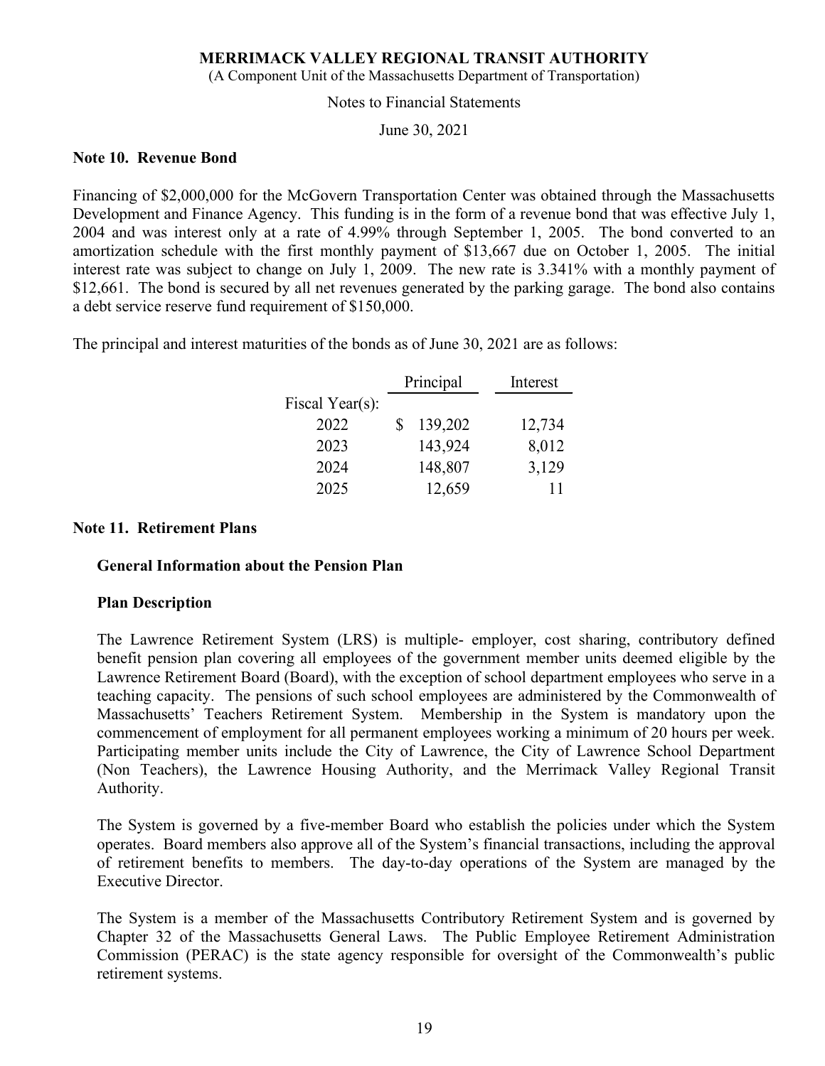## Note 10. Revenue Bond

Financing of $2,000,000 for the McGovern Transportation Center was obtained through the Massachusetts Development and Finance Agency. This funding is in the form of a revenue bond that was effective July 1, 2004 and was interest only at a rate of 4.99% through September 1, 2005. The bond converted to an amortization schedule with the first monthly payment of $13,667 due on October 1, 2005. The initial interest rate was subject to change on July 1, 2009. The new rate is 3.341% with a monthly payment of $12,661. The bond is secured by all net revenues generated by the parking garage. The bond also contains a debt service reserve fund requirement of $150,000.

The principal and interest maturities of the bonds as of June 30, 2021 are as follows:

| | Principal | Interest |
|---|---|---|
| Fiscal Year(s): | | |
| 2022 | $ 139,202 | 12,734 |
| 2023 | 143,924 | 8,012 |
| 2024 | 148,807 | 3,129 |
| 2025 | 12,659 | 11 |

## Note 11. Retirement Plans

### General Information about the Pension Plan

### Plan Description

The Lawrence Retirement System (LRS) is multiple- employer, cost sharing, contributory defined benefit pension plan covering all employees of the government member units deemed eligible by the Lawrence Retirement Board (Board), with the exception of school department employees who serve in a teaching capacity. The pensions of such school employees are administered by the Commonwealth of Massachusetts' Teachers Retirement System. Membership in the System is mandatory upon the commencement of employment for all permanent employees working a minimum of 20 hours per week. Participating member units include the City of Lawrence, the City of Lawrence School Department (Non Teachers), the Lawrence Housing Authority, and the Merrimack Valley Regional Transit Authority.

The System is governed by a five-member Board who establish the policies under which the System operates. Board members also approve all of the System's financial transactions, including the approval of retirement benefits to members. The day-to-day operations of the System are managed by the Executive Director.

The System is a member of the Massachusetts Contributory Retirement System and is governed by Chapter 32 of the Massachusetts General Laws. The Public Employee Retirement Administration Commission (PERAC) is the state agency responsible for oversight of the Commonwealth's public retirement systems.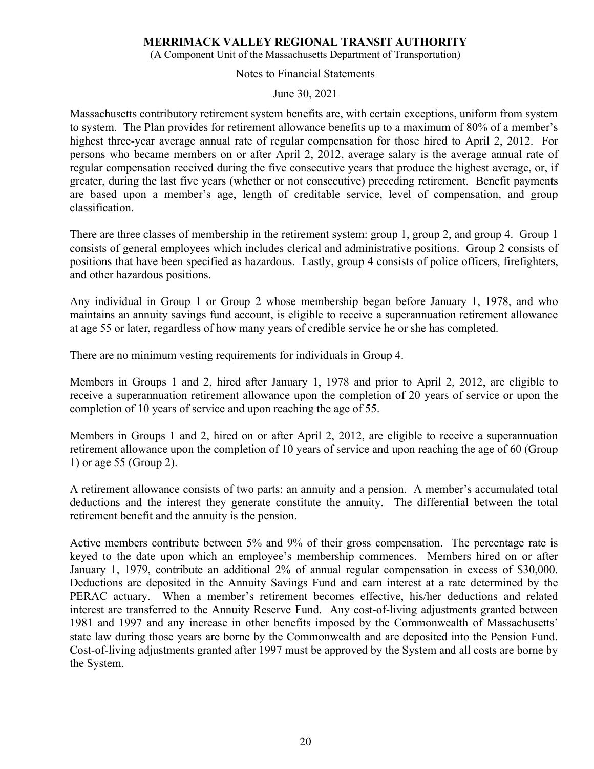Massachusetts contributory retirement system benefits are, with certain exceptions, uniform from system to system. The Plan provides for retirement allowance benefits up to a maximum of 80% of a member's highest three-year average annual rate of regular compensation for those hired to April 2, 2012. For persons who became members on or after April 2, 2012, average salary is the average annual rate of regular compensation received during the five consecutive years that produce the highest average, or, if greater, during the last five years (whether or not consecutive) preceding retirement. Benefit payments are based upon a member's age, length of creditable service, level of compensation, and group classification.

There are three classes of membership in the retirement system: group 1, group 2, and group 4. Group 1 consists of general employees which includes clerical and administrative positions. Group 2 consists of positions that have been specified as hazardous. Lastly, group 4 consists of police officers, firefighters, and other hazardous positions.

Any individual in Group 1 or Group 2 whose membership began before January 1, 1978, and who maintains an annuity savings fund account, is eligible to receive a superannuation retirement allowance at age 55 or later, regardless of how many years of credible service he or she has completed.

There are no minimum vesting requirements for individuals in Group 4.

Members in Groups 1 and 2, hired after January 1, 1978 and prior to April 2, 2012, are eligible to receive a superannuation retirement allowance upon the completion of 20 years of service or upon the completion of 10 years of service and upon reaching the age of 55.

Members in Groups 1 and 2, hired on or after April 2, 2012, are eligible to receive a superannuation retirement allowance upon the completion of 10 years of service and upon reaching the age of 60 (Group 1) or age 55 (Group 2).

A retirement allowance consists of two parts: an annuity and a pension. A member's accumulated total deductions and the interest they generate constitute the annuity. The differential between the total retirement benefit and the annuity is the pension.

Active members contribute between 5% and 9% of their gross compensation. The percentage rate is keyed to the date upon which an employee's membership commences. Members hired on or after January 1, 1979, contribute an additional 2% of annual regular compensation in excess of $30,000. Deductions are deposited in the Annuity Savings Fund and earn interest at a rate determined by the PERAC actuary. When a member's retirement becomes effective, his/her deductions and related interest are transferred to the Annuity Reserve Fund. Any cost-of-living adjustments granted between 1981 and 1997 and any increase in other benefits imposed by the Commonwealth of Massachusetts' state law during those years are borne by the Commonwealth and are deposited into the Pension Fund. Cost-of-living adjustments granted after 1997 must be approved by the System and all costs are borne by the System.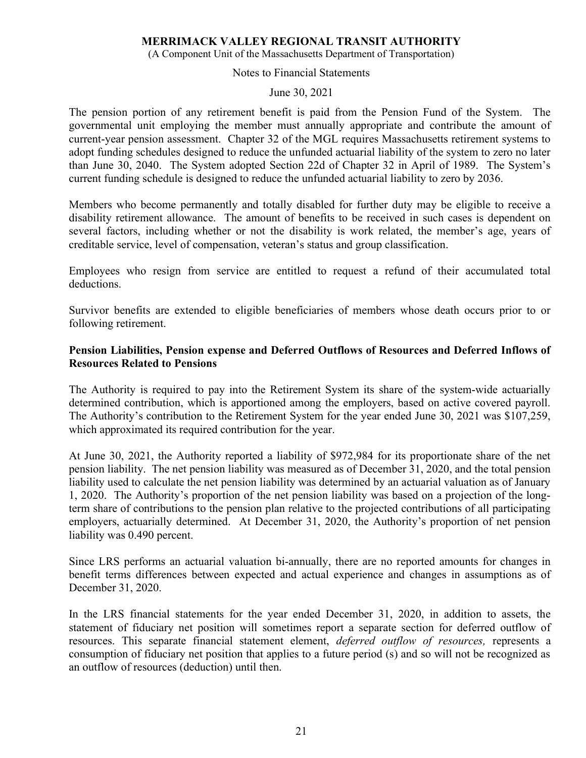The pension portion of any retirement benefit is paid from the Pension Fund of the System. The governmental unit employing the member must annually appropriate and contribute the amount of current-year pension assessment. Chapter 32 of the MGL requires Massachusetts retirement systems to adopt funding schedules designed to reduce the unfunded actuarial liability of the system to zero no later than June 30, 2040. The System adopted Section 22d of Chapter 32 in April of 1989. The System's current funding schedule is designed to reduce the unfunded actuarial liability to zero by 2036.

Members who become permanently and totally disabled for further duty may be eligible to receive a disability retirement allowance. The amount of benefits to be received in such cases is dependent on several factors, including whether or not the disability is work related, the member's age, years of creditable service, level of compensation, veteran's status and group classification.

Employees who resign from service are entitled to request a refund of their accumulated total deductions.

Survivor benefits are extended to eligible beneficiaries of members whose death occurs prior to or following retirement.

**Pension Liabilities, Pension expense and Deferred Outflows of Resources and Deferred Inflows of Resources Related to Pensions**

The Authority is required to pay into the Retirement System its share of the system-wide actuarially determined contribution, which is apportioned among the employers, based on active covered payroll. The Authority's contribution to the Retirement System for the year ended June 30, 2021 was $107,259, which approximated its required contribution for the year.

At June 30, 2021, the Authority reported a liability of $972,984 for its proportionate share of the net pension liability. The net pension liability was measured as of December 31, 2020, and the total pension liability used to calculate the net pension liability was determined by an actuarial valuation as of January 1, 2020. The Authority's proportion of the net pension liability was based on a projection of the long-term share of contributions to the pension plan relative to the projected contributions of all participating employers, actuarially determined. At December 31, 2020, the Authority's proportion of net pension liability was 0.490 percent.

Since LRS performs an actuarial valuation bi-annually, there are no reported amounts for changes in benefit terms differences between expected and actual experience and changes in assumptions as of December 31, 2020.

In the LRS financial statements for the year ended December 31, 2020, in addition to assets, the statement of fiduciary net position will sometimes report a separate section for deferred outflow of resources. This separate financial statement element, *deferred outflow of resources,* represents a consumption of fiduciary net position that applies to a future period (s) and so will not be recognized as an outflow of resources (deduction) until then.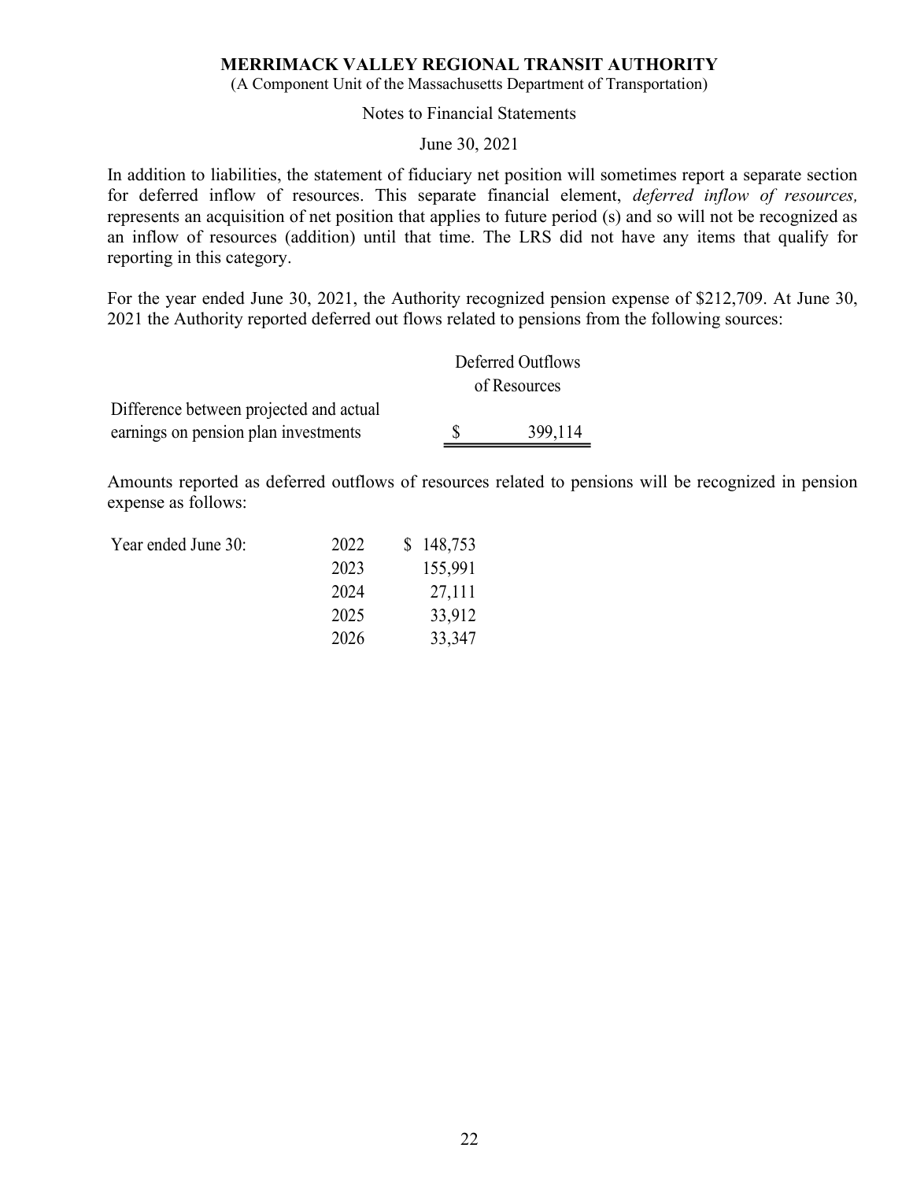In addition to liabilities, the statement of fiduciary net position will sometimes report a separate section for deferred inflow of resources. This separate financial element, *deferred inflow of resources,* represents an acquisition of net position that applies to future period (s) and so will not be recognized as an inflow of resources (addition) until that time. The LRS did not have any items that qualify for reporting in this category.

For the year ended June 30, 2021, the Authority recognized pension expense of $212,709. At June 30, 2021 the Authority reported deferred out flows related to pensions from the following sources:

| | Deferred Outflows of Resources |
|---|---|
| Difference between projected and actual earnings on pension plan investments | $ 399,114 |

Amounts reported as deferred outflows of resources related to pensions will be recognized in pension expense as follows:

| | | |
|---|---|---|
| Year ended June 30: | 2022 | $ 148,753 |
| | 2023 | 155,991 |
| | 2024 | 27,111 |
| | 2025 | 33,912 |
| | 2026 | 33,347 |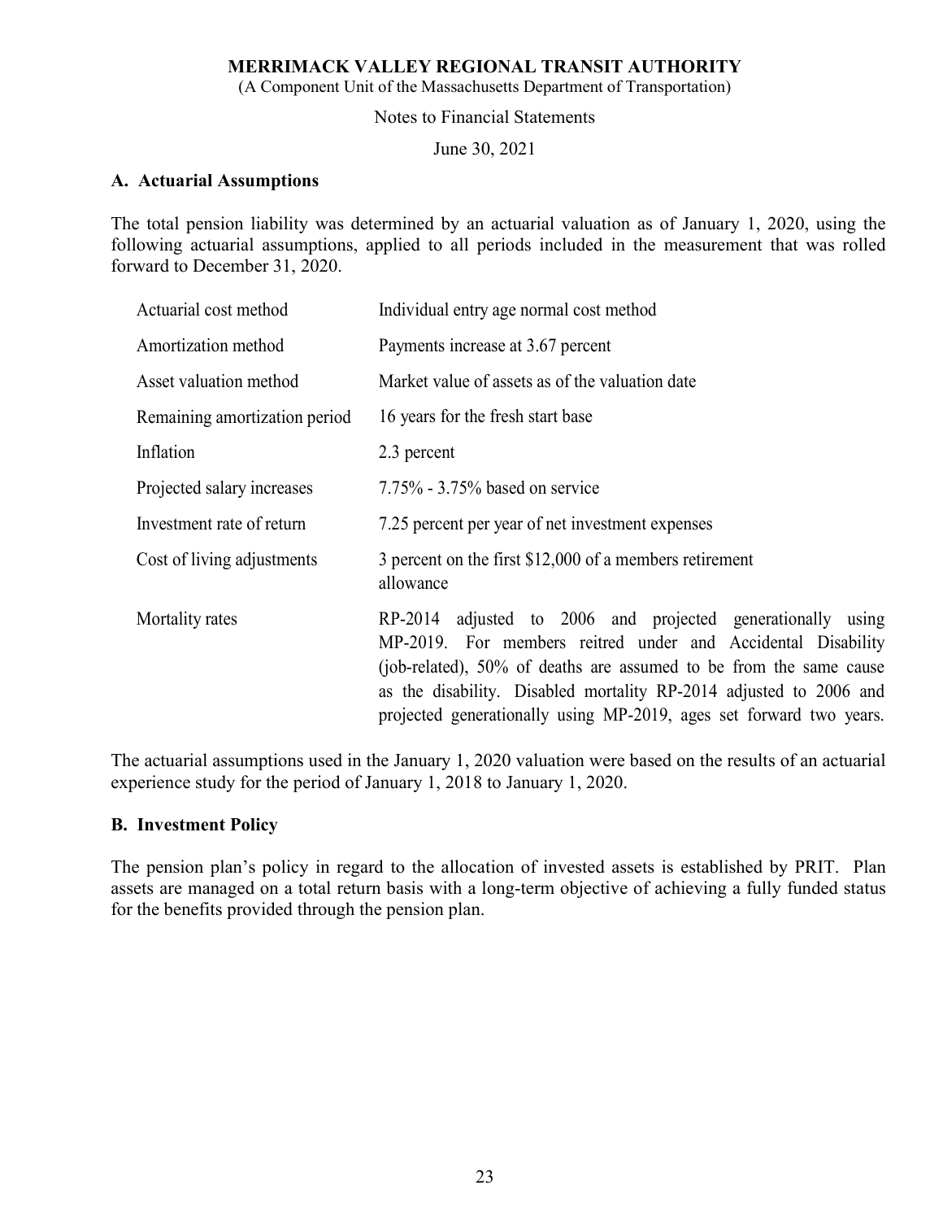**MERRIMACK VALLEY REGIONAL TRANSIT AUTHORITY**

(A Component Unit of the Massachusetts Department of Transportation)

Notes to Financial Statements

June 30, 2021

## A. Actuarial Assumptions

The total pension liability was determined by an actuarial valuation as of January 1, 2020, using the following actuarial assumptions, applied to all periods included in the measurement that was rolled forward to December 31, 2020.

| | |
|---|---|
| Actuarial cost method | Individual entry age normal cost method |
| Amortization method | Payments increase at 3.67 percent |
| Asset valuation method | Market value of assets as of the valuation date |
| Remaining amortization period | 16 years for the fresh start base |
| Inflation | 2.3 percent |
| Projected salary increases | 7.75% - 3.75% based on service |
| Investment rate of return | 7.25 percent per year of net investment expenses |
| Cost of living adjustments | 3 percent on the first $12,000 of a members retirement allowance |
| Mortality rates | RP-2014 adjusted to 2006 and projected generationally using MP-2019. For members reitred under and Accidental Disability (job-related), 50% of deaths are assumed to be from the same cause as the disability. Disabled mortality RP-2014 adjusted to 2006 and projected generationally using MP-2019, ages set forward two years. |

The actuarial assumptions used in the January 1, 2020 valuation were based on the results of an actuarial experience study for the period of January 1, 2018 to January 1, 2020.

## B. Investment Policy

The pension plan's policy in regard to the allocation of invested assets is established by PRIT. Plan assets are managed on a total return basis with a long-term objective of achieving a fully funded status for the benefits provided through the pension plan.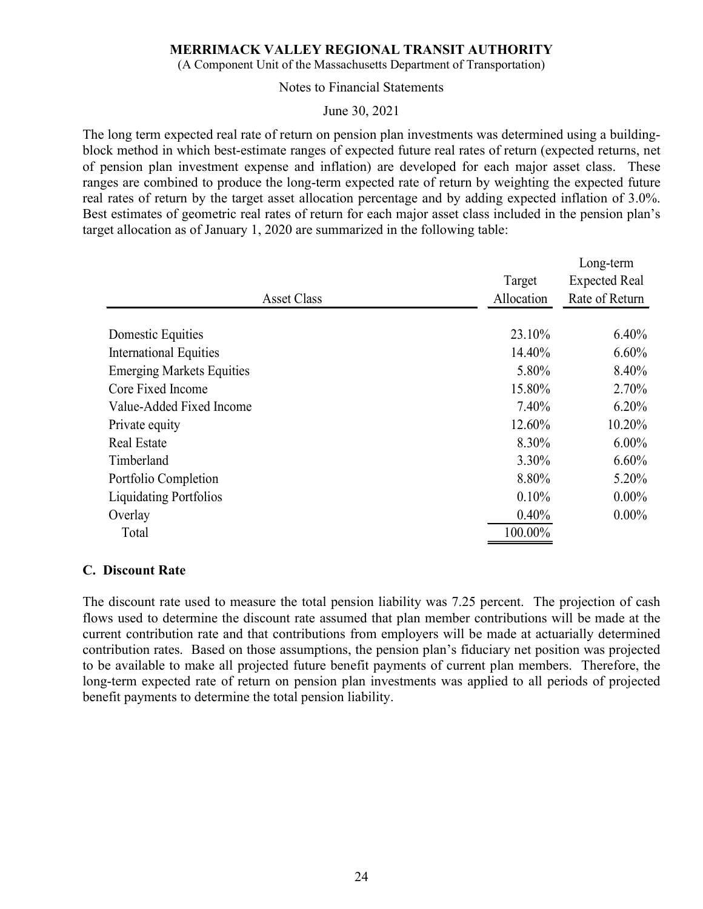The long term expected real rate of return on pension plan investments was determined using a building-block method in which best-estimate ranges of expected future real rates of return (expected returns, net of pension plan investment expense and inflation) are developed for each major asset class. These ranges are combined to produce the long-term expected rate of return by weighting the expected future real rates of return by the target asset allocation percentage and by adding expected inflation of 3.0%. Best estimates of geometric real rates of return for each major asset class included in the pension plan's target allocation as of January 1, 2020 are summarized in the following table:

| Asset Class | Target Allocation | Long-term Expected Real Rate of Return |
|---|---|---|
| Domestic Equities | 23.10% | 6.40% |
| International Equities | 14.40% | 6.60% |
| Emerging Markets Equities | 5.80% | 8.40% |
| Core Fixed Income | 15.80% | 2.70% |
| Value-Added Fixed Income | 7.40% | 6.20% |
| Private equity | 12.60% | 10.20% |
| Real Estate | 8.30% | 6.00% |
| Timberland | 3.30% | 6.60% |
| Portfolio Completion | 8.80% | 5.20% |
| Liquidating Portfolios | 0.10% | 0.00% |
| Overlay | 0.40% | 0.00% |
| Total | 100.00% | |

### C. Discount Rate

The discount rate used to measure the total pension liability was 7.25 percent. The projection of cash flows used to determine the discount rate assumed that plan member contributions will be made at the current contribution rate and that contributions from employers will be made at actuarially determined contribution rates. Based on those assumptions, the pension plan's fiduciary net position was projected to be available to make all projected future benefit payments of current plan members. Therefore, the long-term expected rate of return on pension plan investments was applied to all periods of projected benefit payments to determine the total pension liability.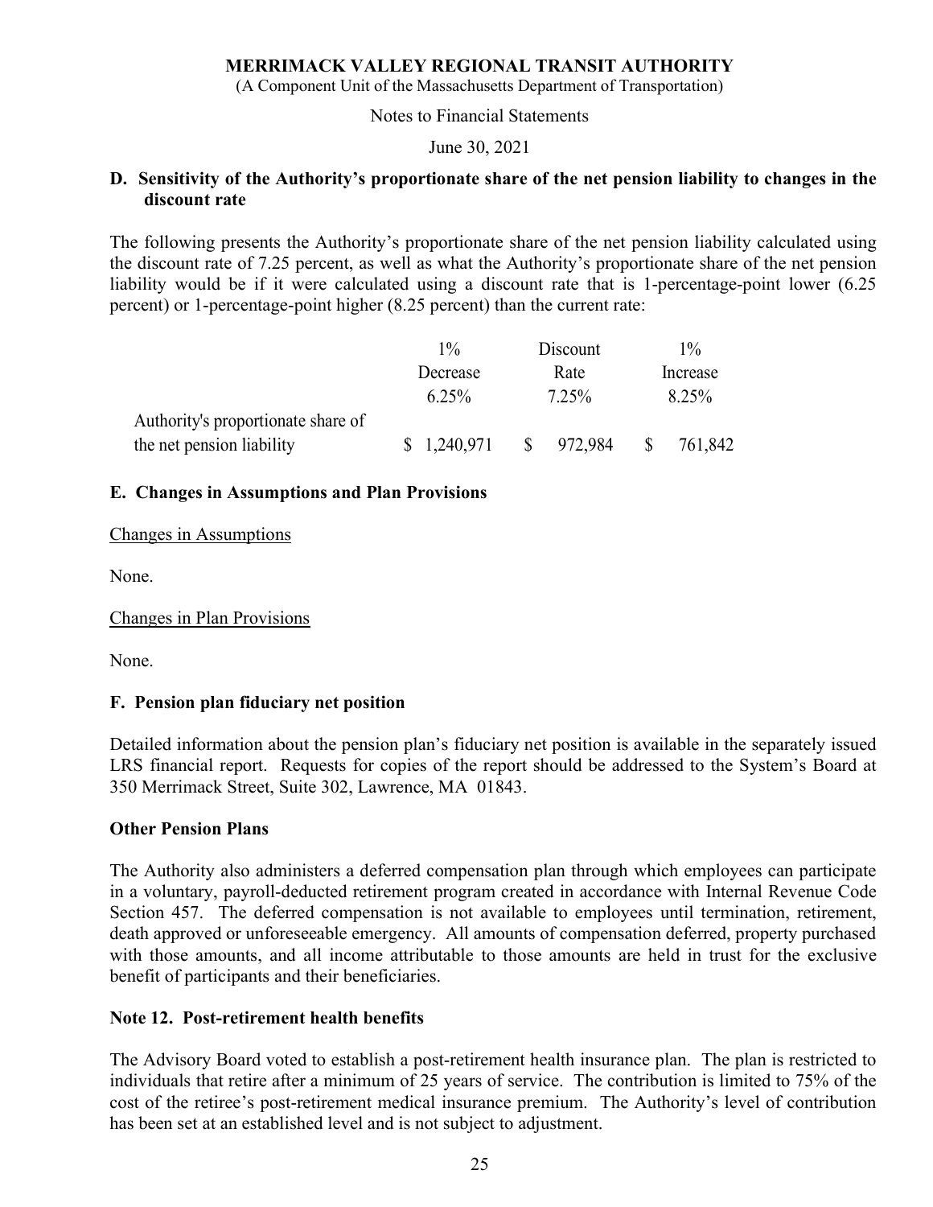### D. Sensitivity of the Authority's proportionate share of the net pension liability to changes in the discount rate

The following presents the Authority's proportionate share of the net pension liability calculated using the discount rate of 7.25 percent, as well as what the Authority's proportionate share of the net pension liability would be if it were calculated using a discount rate that is 1-percentage-point lower (6.25 percent) or 1-percentage-point higher (8.25 percent) than the current rate:

| | 1% Decrease 6.25% | Discount Rate 7.25% | 1% Increase 8.25% |
|---|---|---|---|
| Authority's proportionate share of the net pension liability | $ 1,240,971 | $ 972,984 | $ 761,842 |

### E. Changes in Assumptions and Plan Provisions

Changes in Assumptions

None.

Changes in Plan Provisions

None.

### F. Pension plan fiduciary net position

Detailed information about the pension plan's fiduciary net position is available in the separately issued LRS financial report. Requests for copies of the report should be addressed to the System's Board at 350 Merrimack Street, Suite 302, Lawrence, MA 01843.

### Other Pension Plans

The Authority also administers a deferred compensation plan through which employees can participate in a voluntary, payroll-deducted retirement program created in accordance with Internal Revenue Code Section 457. The deferred compensation is not available to employees until termination, retirement, death approved or unforeseeable emergency. All amounts of compensation deferred, property purchased with those amounts, and all income attributable to those amounts are held in trust for the exclusive benefit of participants and their beneficiaries.

## Note 12. Post-retirement health benefits

The Advisory Board voted to establish a post-retirement health insurance plan. The plan is restricted to individuals that retire after a minimum of 25 years of service. The contribution is limited to 75% of the cost of the retiree's post-retirement medical insurance premium. The Authority's level of contribution has been set at an established level and is not subject to adjustment.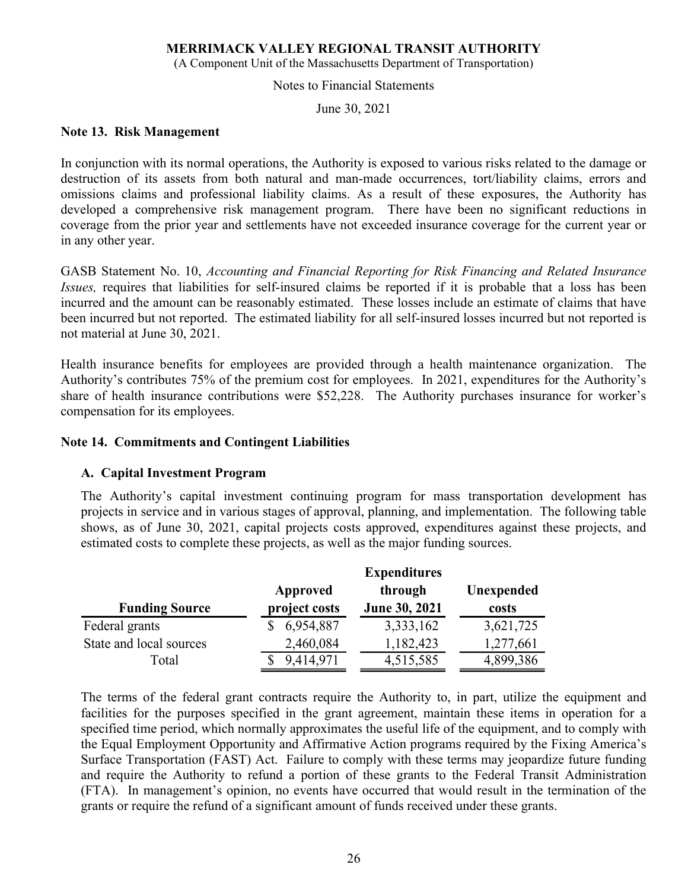**MERRIMACK VALLEY REGIONAL TRANSIT AUTHORITY**

(A Component Unit of the Massachusetts Department of Transportation)

Notes to Financial Statements

June 30, 2021

## Note 13. Risk Management

In conjunction with its normal operations, the Authority is exposed to various risks related to the damage or destruction of its assets from both natural and man-made occurrences, tort/liability claims, errors and omissions claims and professional liability claims. As a result of these exposures, the Authority has developed a comprehensive risk management program. There have been no significant reductions in coverage from the prior year and settlements have not exceeded insurance coverage for the current year or in any other year.

GASB Statement No. 10, *Accounting and Financial Reporting for Risk Financing and Related Insurance Issues,* requires that liabilities for self-insured claims be reported if it is probable that a loss has been incurred and the amount can be reasonably estimated. These losses include an estimate of claims that have been incurred but not reported. The estimated liability for all self-insured losses incurred but not reported is not material at June 30, 2021.

Health insurance benefits for employees are provided through a health maintenance organization. The Authority's contributes 75% of the premium cost for employees. In 2021, expenditures for the Authority's share of health insurance contributions were $52,228. The Authority purchases insurance for worker's compensation for its employees.

## Note 14. Commitments and Contingent Liabilities

### A. Capital Investment Program

The Authority's capital investment continuing program for mass transportation development has projects in service and in various stages of approval, planning, and implementation. The following table shows, as of June 30, 2021, capital projects costs approved, expenditures against these projects, and estimated costs to complete these projects, as well as the major funding sources.

| Funding Source | Approved project costs | Expenditures through June 30, 2021 | Unexpended costs |
|---|---|---|---|
| Federal grants | $ 6,954,887 | 3,333,162 | 3,621,725 |
| State and local sources | 2,460,084 | 1,182,423 | 1,277,661 |
| Total | $ 9,414,971 | 4,515,585 | 4,899,386 |

The terms of the federal grant contracts require the Authority to, in part, utilize the equipment and facilities for the purposes specified in the grant agreement, maintain these items in operation for a specified time period, which normally approximates the useful life of the equipment, and to comply with the Equal Employment Opportunity and Affirmative Action programs required by the Fixing America's Surface Transportation (FAST) Act. Failure to comply with these terms may jeopardize future funding and require the Authority to refund a portion of these grants to the Federal Transit Administration (FTA). In management's opinion, no events have occurred that would result in the termination of the grants or require the refund of a significant amount of funds received under these grants.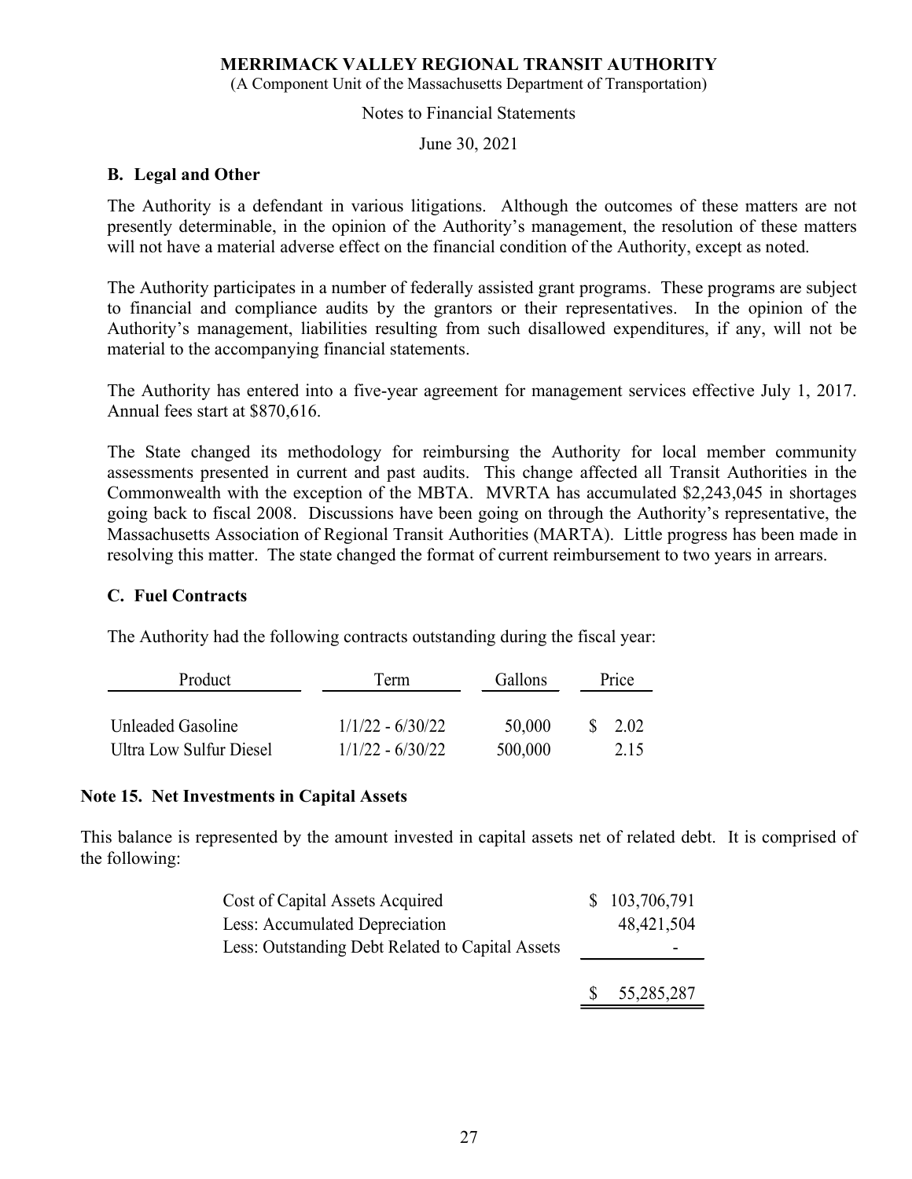### B. Legal and Other

The Authority is a defendant in various litigations. Although the outcomes of these matters are not presently determinable, in the opinion of the Authority's management, the resolution of these matters will not have a material adverse effect on the financial condition of the Authority, except as noted.

The Authority participates in a number of federally assisted grant programs. These programs are subject to financial and compliance audits by the grantors or their representatives. In the opinion of the Authority's management, liabilities resulting from such disallowed expenditures, if any, will not be material to the accompanying financial statements.

The Authority has entered into a five-year agreement for management services effective July 1, 2017. Annual fees start at $870,616.

The State changed its methodology for reimbursing the Authority for local member community assessments presented in current and past audits. This change affected all Transit Authorities in the Commonwealth with the exception of the MBTA. MVRTA has accumulated $2,243,045 in shortages going back to fiscal 2008. Discussions have been going on through the Authority's representative, the Massachusetts Association of Regional Transit Authorities (MARTA). Little progress has been made in resolving this matter. The state changed the format of current reimbursement to two years in arrears.

### C. Fuel Contracts

The Authority had the following contracts outstanding during the fiscal year:

| Product | Term | Gallons | Price |
|---|---|---|---|
| Unleaded Gasoline | 1/1/22 - 6/30/22 | 50,000 | $ 2.02 |
| Ultra Low Sulfur Diesel | 1/1/22 - 6/30/22 | 500,000 | 2.15 |

## Note 15. Net Investments in Capital Assets

This balance is represented by the amount invested in capital assets net of related debt. It is comprised of the following:

| | |
|---|---|
| Cost of Capital Assets Acquired | $ 103,706,791 |
| Less: Accumulated Depreciation | 48,421,504 |
| Less: Outstanding Debt Related to Capital Assets | - |
| | $ 55,285,287 |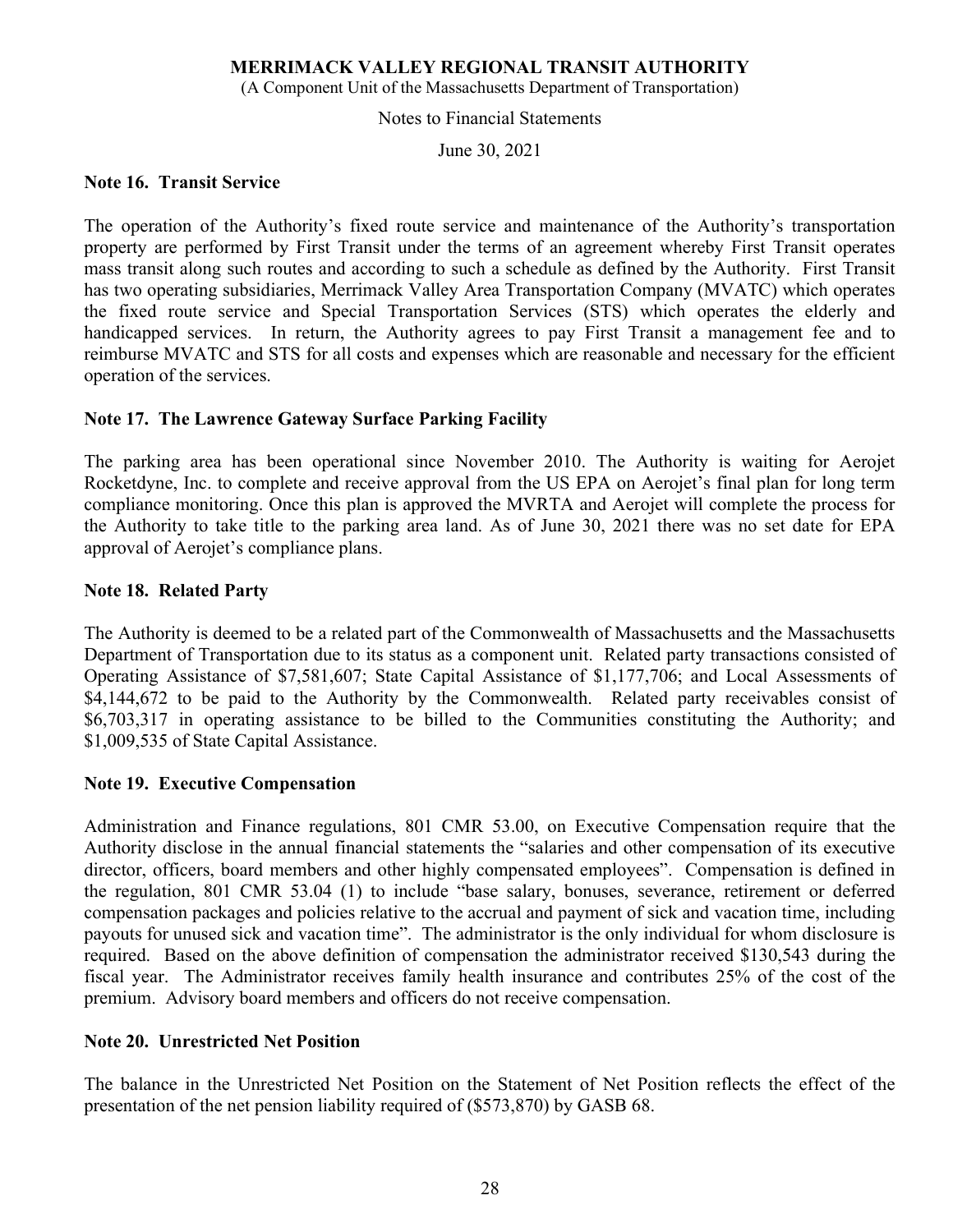### Note 16. Transit Service

The operation of the Authority's fixed route service and maintenance of the Authority's transportation property are performed by First Transit under the terms of an agreement whereby First Transit operates mass transit along such routes and according to such a schedule as defined by the Authority. First Transit has two operating subsidiaries, Merrimack Valley Area Transportation Company (MVATC) which operates the fixed route service and Special Transportation Services (STS) which operates the elderly and handicapped services. In return, the Authority agrees to pay First Transit a management fee and to reimburse MVATC and STS for all costs and expenses which are reasonable and necessary for the efficient operation of the services.

### Note 17. The Lawrence Gateway Surface Parking Facility

The parking area has been operational since November 2010. The Authority is waiting for Aerojet Rocketdyne, Inc. to complete and receive approval from the US EPA on Aerojet's final plan for long term compliance monitoring. Once this plan is approved the MVRTA and Aerojet will complete the process for the Authority to take title to the parking area land. As of June 30, 2021 there was no set date for EPA approval of Aerojet's compliance plans.

### Note 18. Related Party

The Authority is deemed to be a related part of the Commonwealth of Massachusetts and the Massachusetts Department of Transportation due to its status as a component unit. Related party transactions consisted of Operating Assistance of $7,581,607; State Capital Assistance of $1,177,706; and Local Assessments of $4,144,672 to be paid to the Authority by the Commonwealth. Related party receivables consist of $6,703,317 in operating assistance to be billed to the Communities constituting the Authority; and $1,009,535 of State Capital Assistance.

### Note 19. Executive Compensation

Administration and Finance regulations, 801 CMR 53.00, on Executive Compensation require that the Authority disclose in the annual financial statements the "salaries and other compensation of its executive director, officers, board members and other highly compensated employees". Compensation is defined in the regulation, 801 CMR 53.04 (1) to include "base salary, bonuses, severance, retirement or deferred compensation packages and policies relative to the accrual and payment of sick and vacation time, including payouts for unused sick and vacation time". The administrator is the only individual for whom disclosure is required. Based on the above definition of compensation the administrator received $130,543 during the fiscal year. The Administrator receives family health insurance and contributes 25% of the cost of the premium. Advisory board members and officers do not receive compensation.

### Note 20. Unrestricted Net Position

The balance in the Unrestricted Net Position on the Statement of Net Position reflects the effect of the presentation of the net pension liability required of ($573,870) by GASB 68.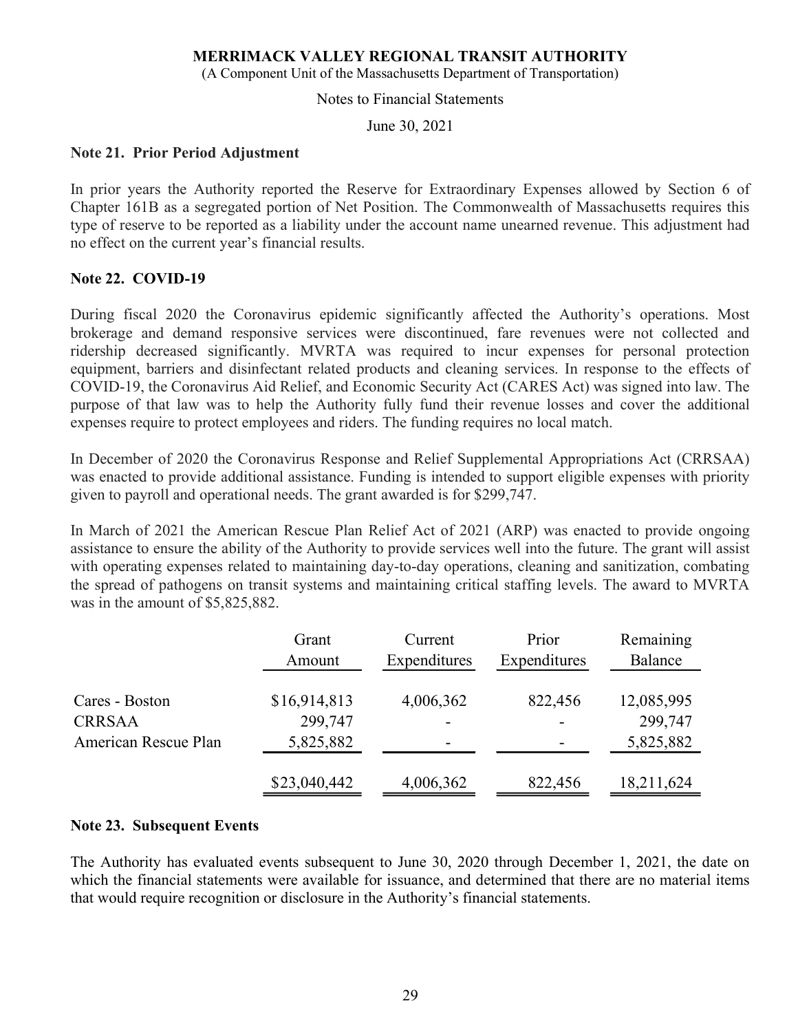MERRIMACK VALLEY REGIONAL TRANSIT AUTHORITY

(A Component Unit of the Massachusetts Department of Transportation)

Notes to Financial Statements

June 30, 2021

## Note 21. Prior Period Adjustment

In prior years the Authority reported the Reserve for Extraordinary Expenses allowed by Section 6 of Chapter 161B as a segregated portion of Net Position. The Commonwealth of Massachusetts requires this type of reserve to be reported as a liability under the account name unearned revenue. This adjustment had no effect on the current year's financial results.

## Note 22. COVID-19

During fiscal 2020 the Coronavirus epidemic significantly affected the Authority's operations. Most brokerage and demand responsive services were discontinued, fare revenues were not collected and ridership decreased significantly. MVRTA was required to incur expenses for personal protection equipment, barriers and disinfectant related products and cleaning services. In response to the effects of COVID-19, the Coronavirus Aid Relief, and Economic Security Act (CARES Act) was signed into law. The purpose of that law was to help the Authority fully fund their revenue losses and cover the additional expenses require to protect employees and riders. The funding requires no local match.

In December of 2020 the Coronavirus Response and Relief Supplemental Appropriations Act (CRRSAA) was enacted to provide additional assistance. Funding is intended to support eligible expenses with priority given to payroll and operational needs. The grant awarded is for $299,747.

In March of 2021 the American Rescue Plan Relief Act of 2021 (ARP) was enacted to provide ongoing assistance to ensure the ability of the Authority to provide services well into the future. The grant will assist with operating expenses related to maintaining day-to-day operations, cleaning and sanitization, combating the spread of pathogens on transit systems and maintaining critical staffing levels. The award to MVRTA was in the amount of $5,825,882.

| | Grant Amount | Current Expenditures | Prior Expenditures | Remaining Balance |
|---|---|---|---|---|
| Cares - Boston | $16,914,813 | 4,006,362 | 822,456 | 12,085,995 |
| CRRSAA | 299,747 | - | - | 299,747 |
| American Rescue Plan | 5,825,882 | - | - | 5,825,882 |
| | $23,040,442 | 4,006,362 | 822,456 | 18,211,624 |

## Note 23. Subsequent Events

The Authority has evaluated events subsequent to June 30, 2020 through December 1, 2021, the date on which the financial statements were available for issuance, and determined that there are no material items that would require recognition or disclosure in the Authority's financial statements.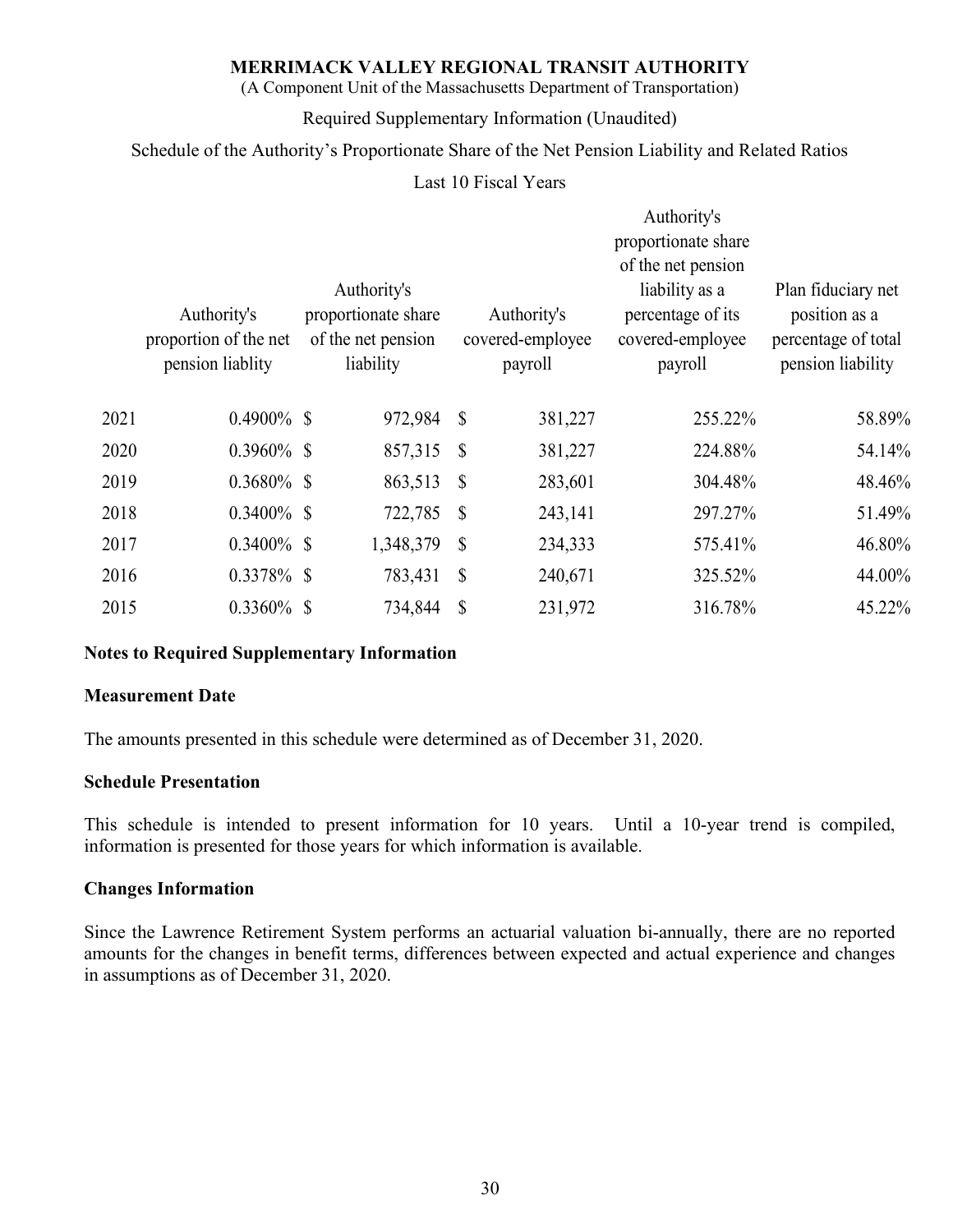**MERRIMACK VALLEY REGIONAL TRANSIT AUTHORITY**

(A Component Unit of the Massachusetts Department of Transportation)

Required Supplementary Information (Unaudited)

Schedule of the Authority's Proportionate Share of the Net Pension Liability and Related Ratios

Last 10 Fiscal Years

| | Authority's proportion of the net pension liablity | Authority's proportionate share of the net pension liability | Authority's covered-employee payroll | Authority's proportionate share of the net pension liability as a percentage of its covered-employee payroll | Plan fiduciary net position as a percentage of total pension liability |
|---|---|---|---|---|---|
| 2021 | 0.4900% | $ 972,984 | $ 381,227 | 255.22% | 58.89% |
| 2020 | 0.3960% | $ 857,315 | $ 381,227 | 224.88% | 54.14% |
| 2019 | 0.3680% | $ 863,513 | $ 283,601 | 304.48% | 48.46% |
| 2018 | 0.3400% | $ 722,785 | $ 243,141 | 297.27% | 51.49% |
| 2017 | 0.3400% | $ 1,348,379 | $ 234,333 | 575.41% | 46.80% |
| 2016 | 0.3378% | $ 783,431 | $ 240,671 | 325.52% | 44.00% |
| 2015 | 0.3360% | $ 734,844 | $ 231,972 | 316.78% | 45.22% |

**Notes to Required Supplementary Information**

**Measurement Date**

The amounts presented in this schedule were determined as of December 31, 2020.

**Schedule Presentation**

This schedule is intended to present information for 10 years. Until a 10-year trend is compiled, information is presented for those years for which information is available.

**Changes Information**

Since the Lawrence Retirement System performs an actuarial valuation bi-annually, there are no reported amounts for the changes in benefit terms, differences between expected and actual experience and changes in assumptions as of December 31, 2020.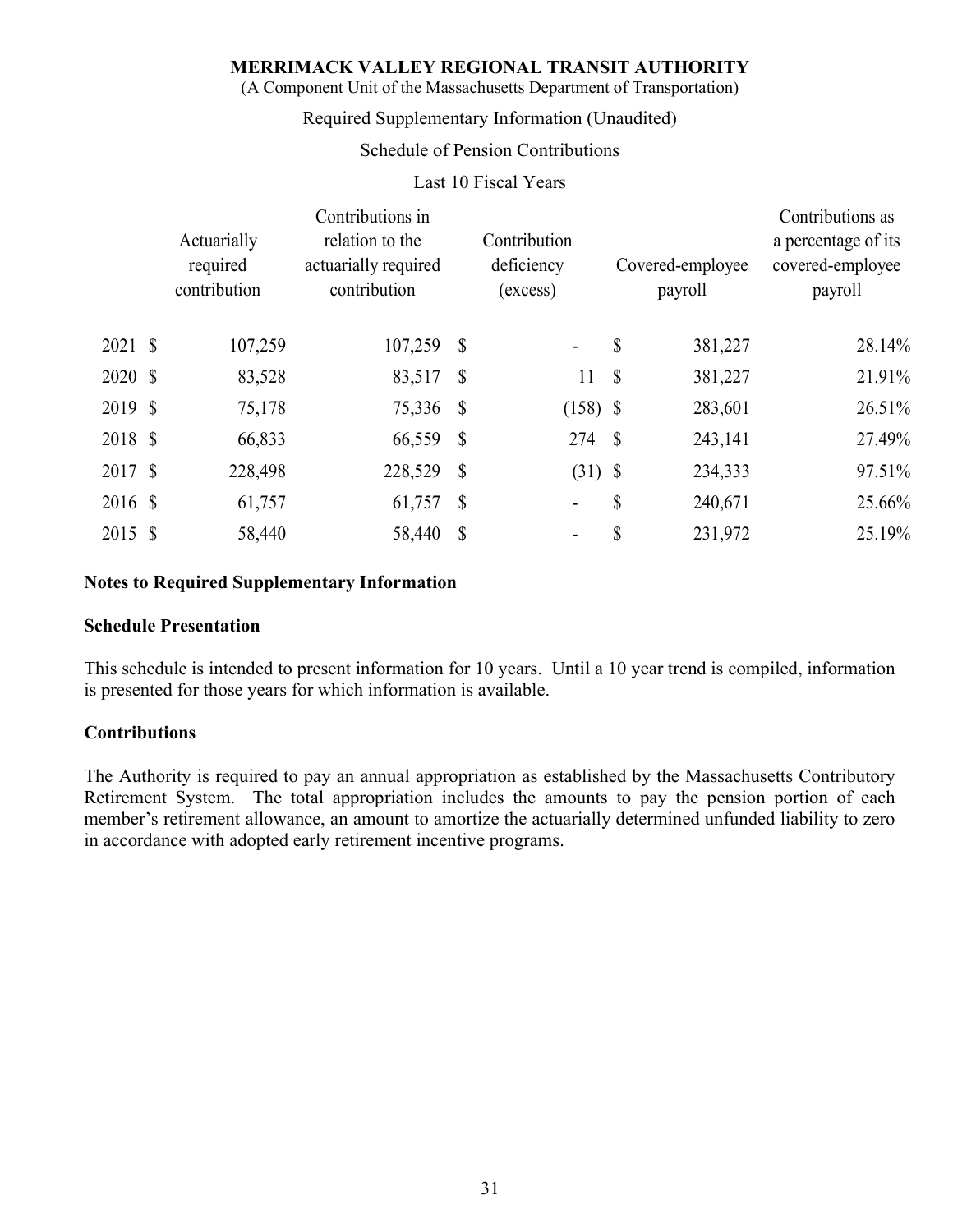**MERRIMACK VALLEY REGIONAL TRANSIT AUTHORITY**

(A Component Unit of the Massachusetts Department of Transportation)

Required Supplementary Information (Unaudited)

Schedule of Pension Contributions

Last 10 Fiscal Years

| | Actuarially required contribution | Contributions in relation to the actuarially required contribution | Contribution deficiency (excess) | Covered-employee payroll | Contributions as a percentage of its covered-employee payroll |
|---|---|---|---|---|---|
| 2021 | $ 107,259 | 107,259 | $ - | $ 381,227 | 28.14% |
| 2020 | $ 83,528 | 83,517 | $ 11 | $ 381,227 | 21.91% |
| 2019 | $ 75,178 | 75,336 | $ (158) | $ 283,601 | 26.51% |
| 2018 | $ 66,833 | 66,559 | $ 274 | $ 243,141 | 27.49% |
| 2017 | $ 228,498 | 228,529 | $ (31) | $ 234,333 | 97.51% |
| 2016 | $ 61,757 | 61,757 | $ - | $ 240,671 | 25.66% |
| 2015 | $ 58,440 | 58,440 | $ - | $ 231,972 | 25.19% |

**Notes to Required Supplementary Information**

**Schedule Presentation**

This schedule is intended to present information for 10 years. Until a 10 year trend is compiled, information is presented for those years for which information is available.

**Contributions**

The Authority is required to pay an annual appropriation as established by the Massachusetts Contributory Retirement System. The total appropriation includes the amounts to pay the pension portion of each member's retirement allowance, an amount to amortize the actuarially determined unfunded liability to zero in accordance with adopted early retirement incentive programs.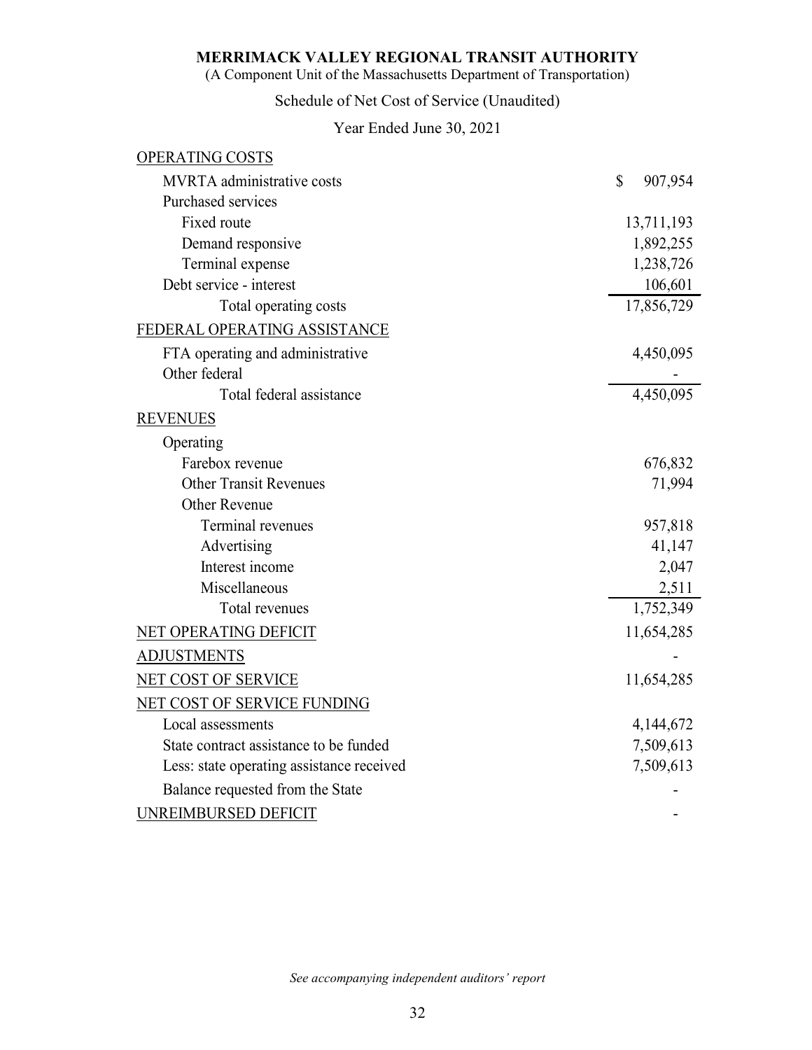**MERRIMACK VALLEY REGIONAL TRANSIT AUTHORITY**

(A Component Unit of the Massachusetts Department of Transportation)

Schedule of Net Cost of Service (Unaudited)

Year Ended June 30, 2021

| | |
|---|---|
| OPERATING COSTS | |
| MVRTA administrative costs | $ 907,954 |
| Purchased services | |
| Fixed route | 13,711,193 |
| Demand responsive | 1,892,255 |
| Terminal expense | 1,238,726 |
| Debt service - interest | 106,601 |
| Total operating costs | 17,856,729 |
| FEDERAL OPERATING ASSISTANCE | |
| FTA operating and administrative | 4,450,095 |
| Other federal | - |
| Total federal assistance | 4,450,095 |
| REVENUES | |
| Operating | |
| Farebox revenue | 676,832 |
| Other Transit Revenues | 71,994 |
| Other Revenue | |
| Terminal revenues | 957,818 |
| Advertising | 41,147 |
| Interest income | 2,047 |
| Miscellaneous | 2,511 |
| Total revenues | 1,752,349 |
| NET OPERATING DEFICIT | 11,654,285 |
| ADJUSTMENTS | - |
| NET COST OF SERVICE | 11,654,285 |
| NET COST OF SERVICE FUNDING | |
| Local assessments | 4,144,672 |
| State contract assistance to be funded | 7,509,613 |
| Less: state operating assistance received | 7,509,613 |
| Balance requested from the State | - |
| UNREIMBURSED DEFICIT | - |

*See accompanying independent auditors' report*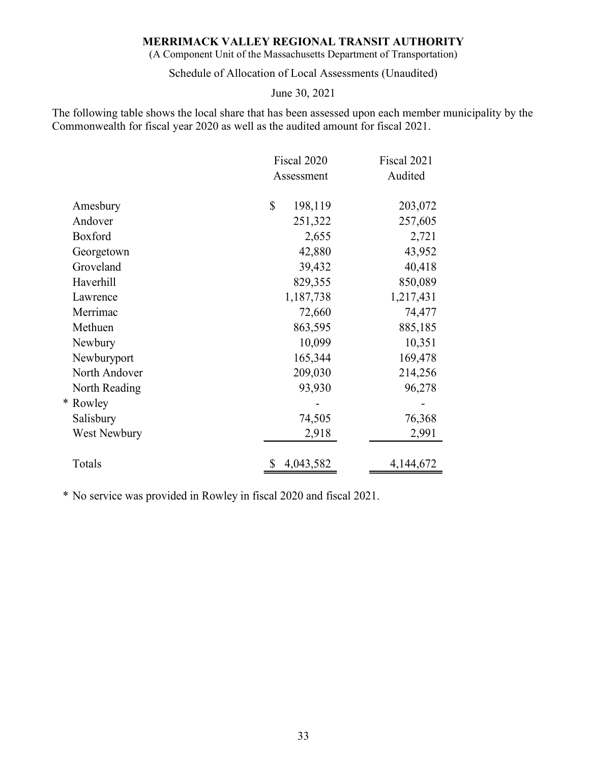**MERRIMACK VALLEY REGIONAL TRANSIT AUTHORITY**

(A Component Unit of the Massachusetts Department of Transportation)

Schedule of Allocation of Local Assessments (Unaudited)

June 30, 2021

The following table shows the local share that has been assessed upon each member municipality by the Commonwealth for fiscal year 2020 as well as the audited amount for fiscal 2021.

| | Fiscal 2020 Assessment | Fiscal 2021 Audited |
|---|---|---|
| Amesbury | $ 198,119 | 203,072 |
| Andover | 251,322 | 257,605 |
| Boxford | 2,655 | 2,721 |
| Georgetown | 42,880 | 43,952 |
| Groveland | 39,432 | 40,418 |
| Haverhill | 829,355 | 850,089 |
| Lawrence | 1,187,738 | 1,217,431 |
| Merrimac | 72,660 | 74,477 |
| Methuen | 863,595 | 885,185 |
| Newbury | 10,099 | 10,351 |
| Newburyport | 165,344 | 169,478 |
| North Andover | 209,030 | 214,256 |
| North Reading | 93,930 | 96,278 |
| * Rowley | - | - |
| Salisbury | 74,505 | 76,368 |
| West Newbury | 2,918 | 2,991 |
| Totals | $ 4,043,582 | 4,144,672 |

* No service was provided in Rowley in fiscal 2020 and fiscal 2021.